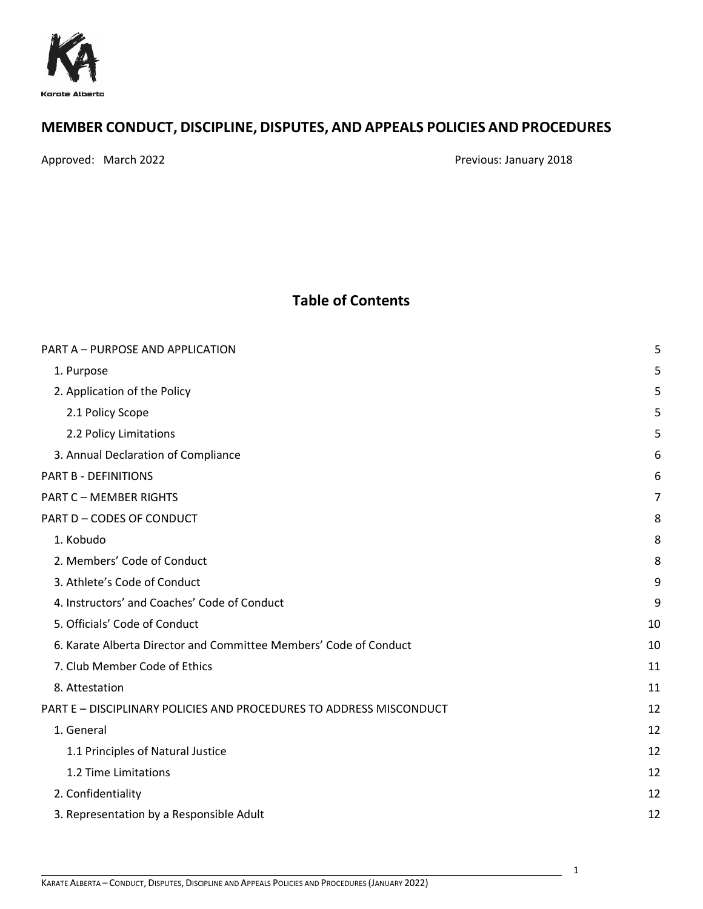Karate Alberta

# MEMBER CONDUCT, DISCIPLINE, DISPUTES, AND APPEALS POLICIES AND PROCEDURES

Approved: March 2022 Previous: January 2018

## Table of Contents

| | |
|---|---|
| PART A – PURPOSE AND APPLICATION | 5 |
| 1. Purpose | 5 |
| 2. Application of the Policy | 5 |
| 2.1 Policy Scope | 5 |
| 2.2 Policy Limitations | 5 |
| 3. Annual Declaration of Compliance | 6 |
| PART B - DEFINITIONS | 6 |
| PART C – MEMBER RIGHTS | 7 |
| PART D – CODES OF CONDUCT | 8 |
| 1. Kobudo | 8 |
| 2. Members' Code of Conduct | 8 |
| 3. Athlete's Code of Conduct | 9 |
| 4. Instructors' and Coaches' Code of Conduct | 9 |
| 5. Officials' Code of Conduct | 10 |
| 6. Karate Alberta Director and Committee Members' Code of Conduct | 10 |
| 7. Club Member Code of Ethics | 11 |
| 8. Attestation | 11 |
| PART E – DISCIPLINARY POLICIES AND PROCEDURES TO ADDRESS MISCONDUCT | 12 |
| 1. General | 12 |
| 1.1 Principles of Natural Justice | 12 |
| 1.2 Time Limitations | 12 |
| 2. Confidentiality | 12 |
| 3. Representation by a Responsible Adult | 12 |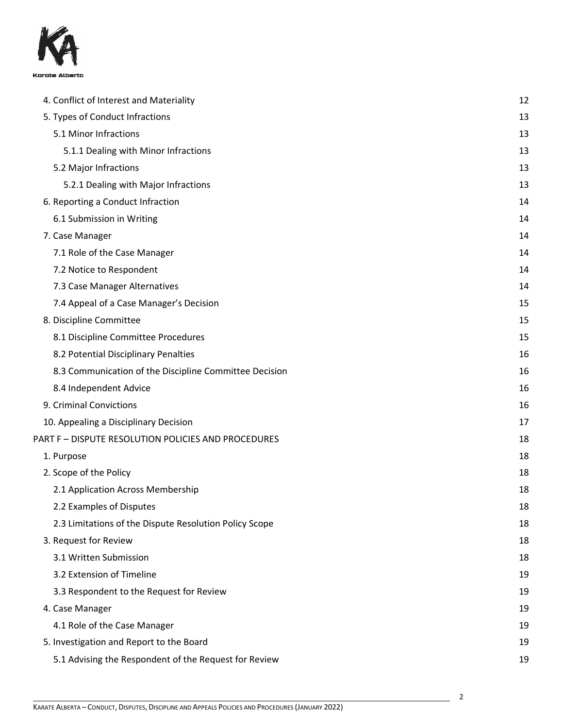4. Conflict of Interest and Materiality 12
  5. Types of Conduct Infractions 13
    5.1 Minor Infractions 13
      5.1.1 Dealing with Minor Infractions 13
    5.2 Major Infractions 13
      5.2.1 Dealing with Major Infractions 13
  6. Reporting a Conduct Infraction 14
    6.1 Submission in Writing 14
  7. Case Manager 14
    7.1 Role of the Case Manager 14
    7.2 Notice to Respondent 14
    7.3 Case Manager Alternatives 14
    7.4 Appeal of a Case Manager's Decision 15
  8. Discipline Committee 15
    8.1 Discipline Committee Procedures 15
    8.2 Potential Disciplinary Penalties 16
    8.3 Communication of the Discipline Committee Decision 16
    8.4 Independent Advice 16
  9. Criminal Convictions 16
  10. Appealing a Disciplinary Decision 17

PART F – DISPUTE RESOLUTION POLICIES AND PROCEDURES 18
  1. Purpose 18
  2. Scope of the Policy 18
    2.1 Application Across Membership 18
    2.2 Examples of Disputes 18
    2.3 Limitations of the Dispute Resolution Policy Scope 18
  3. Request for Review 18
    3.1 Written Submission 18
    3.2 Extension of Timeline 19
    3.3 Respondent to the Request for Review 19
  4. Case Manager 19
    4.1 Role of the Case Manager 19
  5. Investigation and Report to the Board 19
    5.1 Advising the Respondent of the Request for Review 19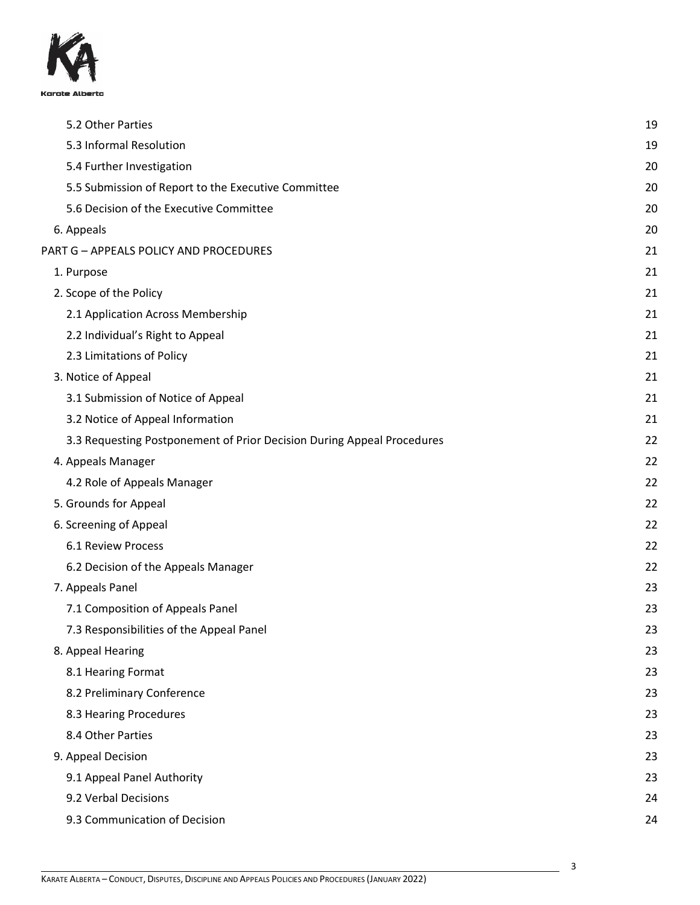5.2 Other Parties 19
5.3 Informal Resolution 19
5.4 Further Investigation 20
5.5 Submission of Report to the Executive Committee 20
5.6 Decision of the Executive Committee 20
6. Appeals 20
PART G – APPEALS POLICY AND PROCEDURES 21
1. Purpose 21
2. Scope of the Policy 21
2.1 Application Across Membership 21
2.2 Individual's Right to Appeal 21
2.3 Limitations of Policy 21
3. Notice of Appeal 21
3.1 Submission of Notice of Appeal 21
3.2 Notice of Appeal Information 21
3.3 Requesting Postponement of Prior Decision During Appeal Procedures 22
4. Appeals Manager 22
4.2 Role of Appeals Manager 22
5. Grounds for Appeal 22
6. Screening of Appeal 22
6.1 Review Process 22
6.2 Decision of the Appeals Manager 22
7. Appeals Panel 23
7.1 Composition of Appeals Panel 23
7.3 Responsibilities of the Appeal Panel 23
8. Appeal Hearing 23
8.1 Hearing Format 23
8.2 Preliminary Conference 23
8.3 Hearing Procedures 23
8.4 Other Parties 23
9. Appeal Decision 23
9.1 Appeal Panel Authority 23
9.2 Verbal Decisions 24
9.3 Communication of Decision 24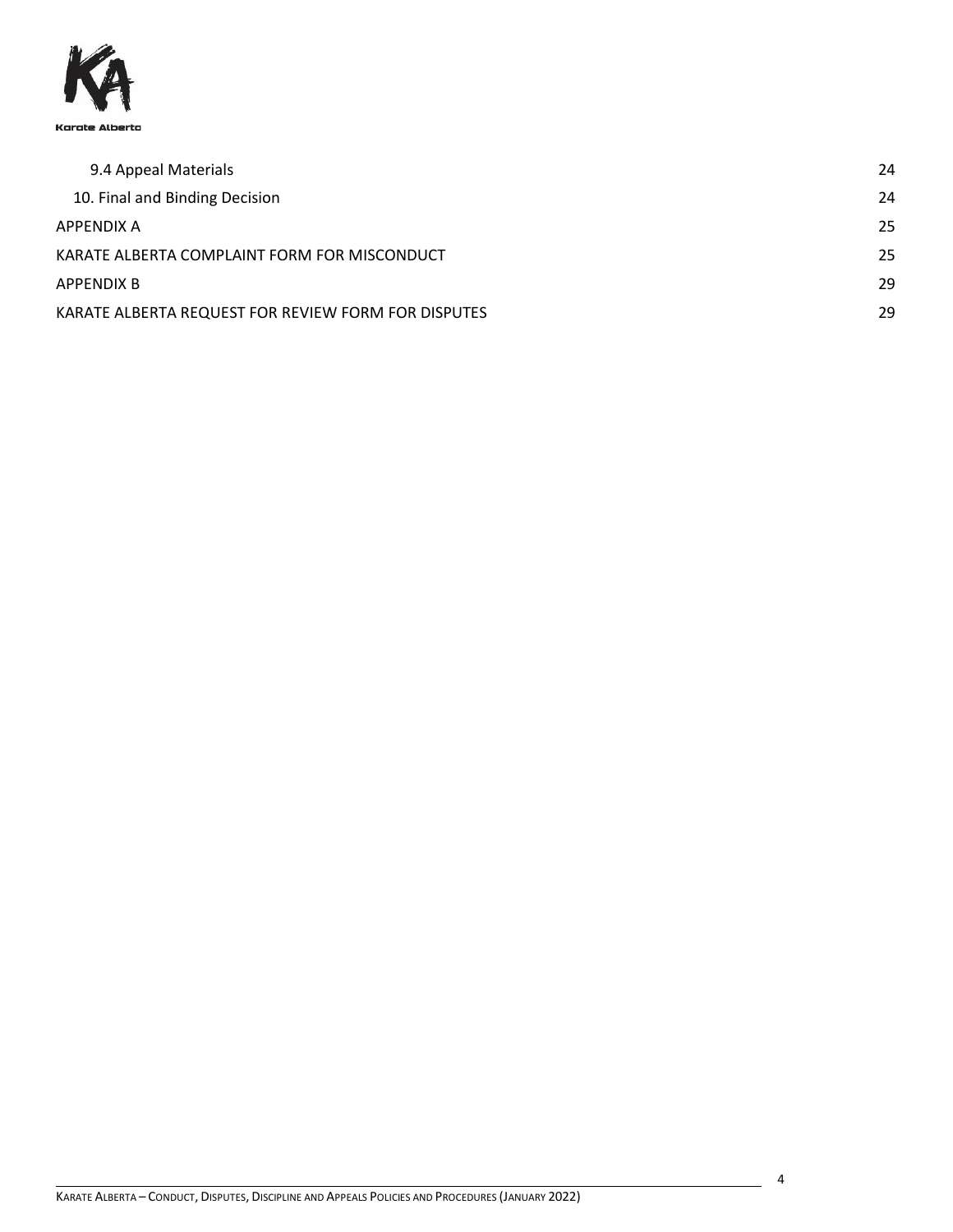9.4 Appeal Materials 24

10. Final and Binding Decision 24

APPENDIX A 25

KARATE ALBERTA COMPLAINT FORM FOR MISCONDUCT 25

APPENDIX B 29

KARATE ALBERTA REQUEST FOR REVIEW FORM FOR DISPUTES 29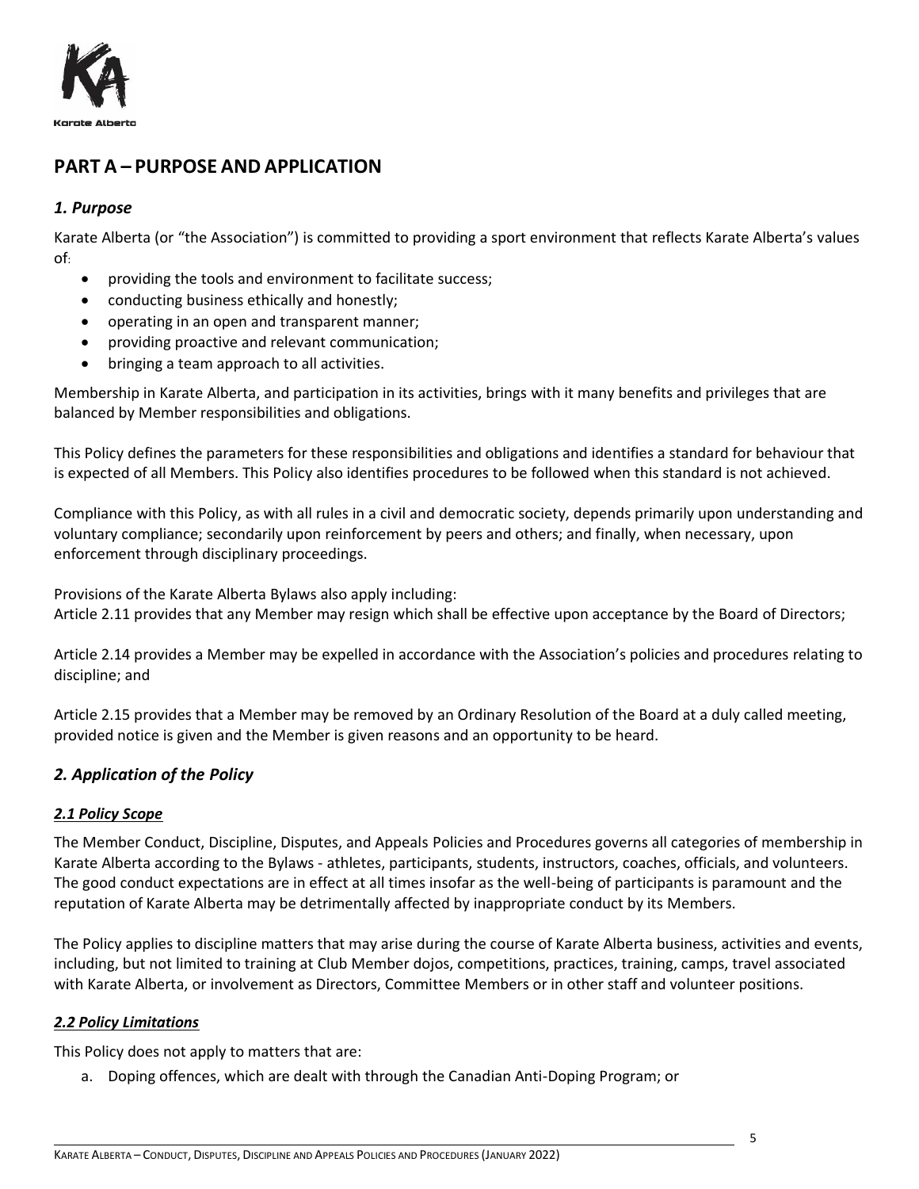## PART A – PURPOSE AND APPLICATION

### *1. Purpose*

Karate Alberta (or "the Association") is committed to providing a sport environment that reflects Karate Alberta's values of:

- providing the tools and environment to facilitate success;
- conducting business ethically and honestly;
- operating in an open and transparent manner;
- providing proactive and relevant communication;
- bringing a team approach to all activities.

Membership in Karate Alberta, and participation in its activities, brings with it many benefits and privileges that are balanced by Member responsibilities and obligations.

This Policy defines the parameters for these responsibilities and obligations and identifies a standard for behaviour that is expected of all Members. This Policy also identifies procedures to be followed when this standard is not achieved.

Compliance with this Policy, as with all rules in a civil and democratic society, depends primarily upon understanding and voluntary compliance; secondarily upon reinforcement by peers and others; and finally, when necessary, upon enforcement through disciplinary proceedings.

Provisions of the Karate Alberta Bylaws also apply including:
Article 2.11 provides that any Member may resign which shall be effective upon acceptance by the Board of Directors;

Article 2.14 provides a Member may be expelled in accordance with the Association's policies and procedures relating to discipline; and

Article 2.15 provides that a Member may be removed by an Ordinary Resolution of the Board at a duly called meeting, provided notice is given and the Member is given reasons and an opportunity to be heard.

### *2. Application of the Policy*

#### ***2.1 Policy Scope***

The Member Conduct, Discipline, Disputes, and Appeals Policies and Procedures governs all categories of membership in Karate Alberta according to the Bylaws - athletes, participants, students, instructors, coaches, officials, and volunteers. The good conduct expectations are in effect at all times insofar as the well-being of participants is paramount and the reputation of Karate Alberta may be detrimentally affected by inappropriate conduct by its Members.

The Policy applies to discipline matters that may arise during the course of Karate Alberta business, activities and events, including, but not limited to training at Club Member dojos, competitions, practices, training, camps, travel associated with Karate Alberta, or involvement as Directors, Committee Members or in other staff and volunteer positions.

#### ***2.2 Policy Limitations***

This Policy does not apply to matters that are:

a. Doping offences, which are dealt with through the Canadian Anti-Doping Program; or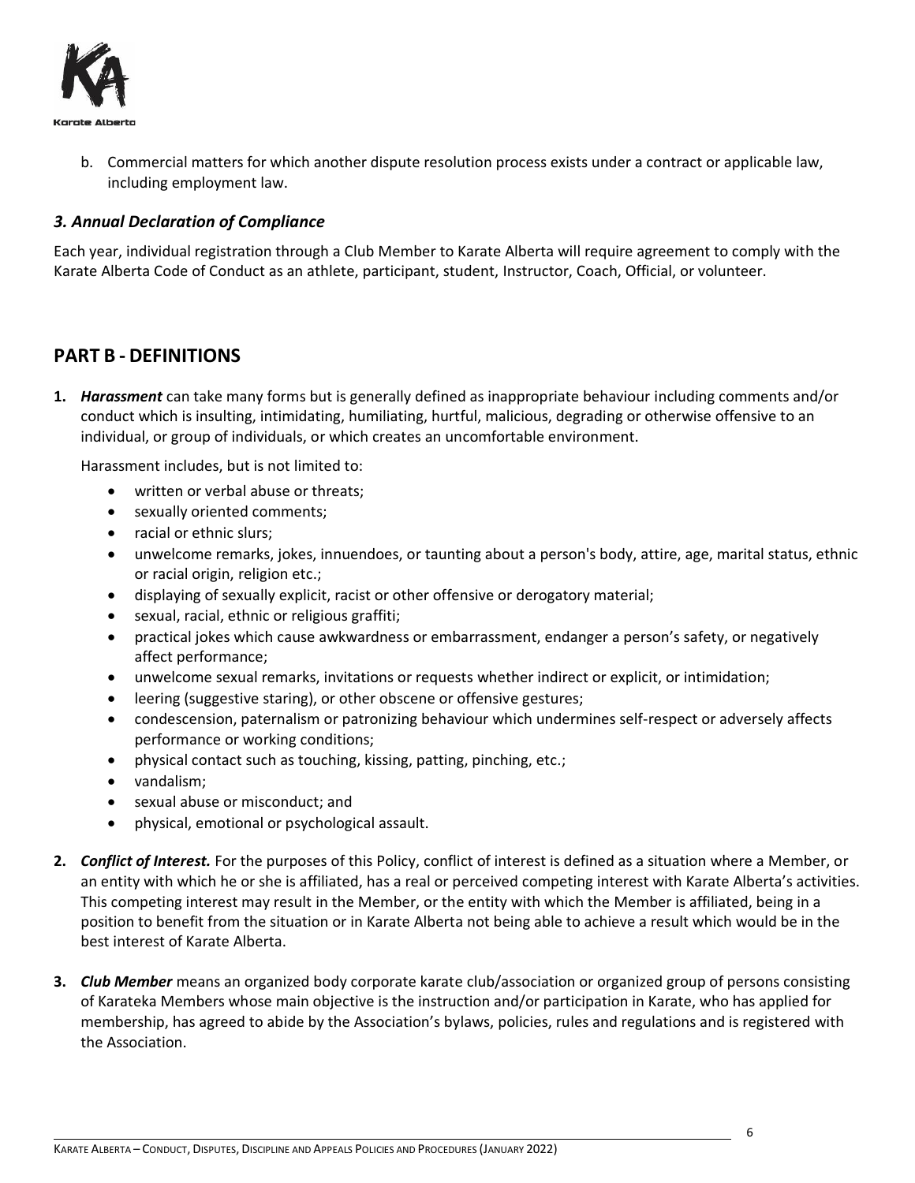b. Commercial matters for which another dispute resolution process exists under a contract or applicable law, including employment law.

### *3. Annual Declaration of Compliance*

Each year, individual registration through a Club Member to Karate Alberta will require agreement to comply with the Karate Alberta Code of Conduct as an athlete, participant, student, Instructor, Coach, Official, or volunteer.

## PART B - DEFINITIONS

**1.** ***Harassment*** can take many forms but is generally defined as inappropriate behaviour including comments and/or conduct which is insulting, intimidating, humiliating, hurtful, malicious, degrading or otherwise offensive to an individual, or group of individuals, or which creates an uncomfortable environment.

Harassment includes, but is not limited to:

- written or verbal abuse or threats;
- sexually oriented comments;
- racial or ethnic slurs;
- unwelcome remarks, jokes, innuendoes, or taunting about a person's body, attire, age, marital status, ethnic or racial origin, religion etc.;
- displaying of sexually explicit, racist or other offensive or derogatory material;
- sexual, racial, ethnic or religious graffiti;
- practical jokes which cause awkwardness or embarrassment, endanger a person's safety, or negatively affect performance;
- unwelcome sexual remarks, invitations or requests whether indirect or explicit, or intimidation;
- leering (suggestive staring), or other obscene or offensive gestures;
- condescension, paternalism or patronizing behaviour which undermines self-respect or adversely affects performance or working conditions;
- physical contact such as touching, kissing, patting, pinching, etc.;
- vandalism;
- sexual abuse or misconduct; and
- physical, emotional or psychological assault.

**2.** ***Conflict of Interest.*** For the purposes of this Policy, conflict of interest is defined as a situation where a Member, or an entity with which he or she is affiliated, has a real or perceived competing interest with Karate Alberta's activities. This competing interest may result in the Member, or the entity with which the Member is affiliated, being in a position to benefit from the situation or in Karate Alberta not being able to achieve a result which would be in the best interest of Karate Alberta.

**3.** ***Club Member*** means an organized body corporate karate club/association or organized group of persons consisting of Karateka Members whose main objective is the instruction and/or participation in Karate, who has applied for membership, has agreed to abide by the Association's bylaws, policies, rules and regulations and is registered with the Association.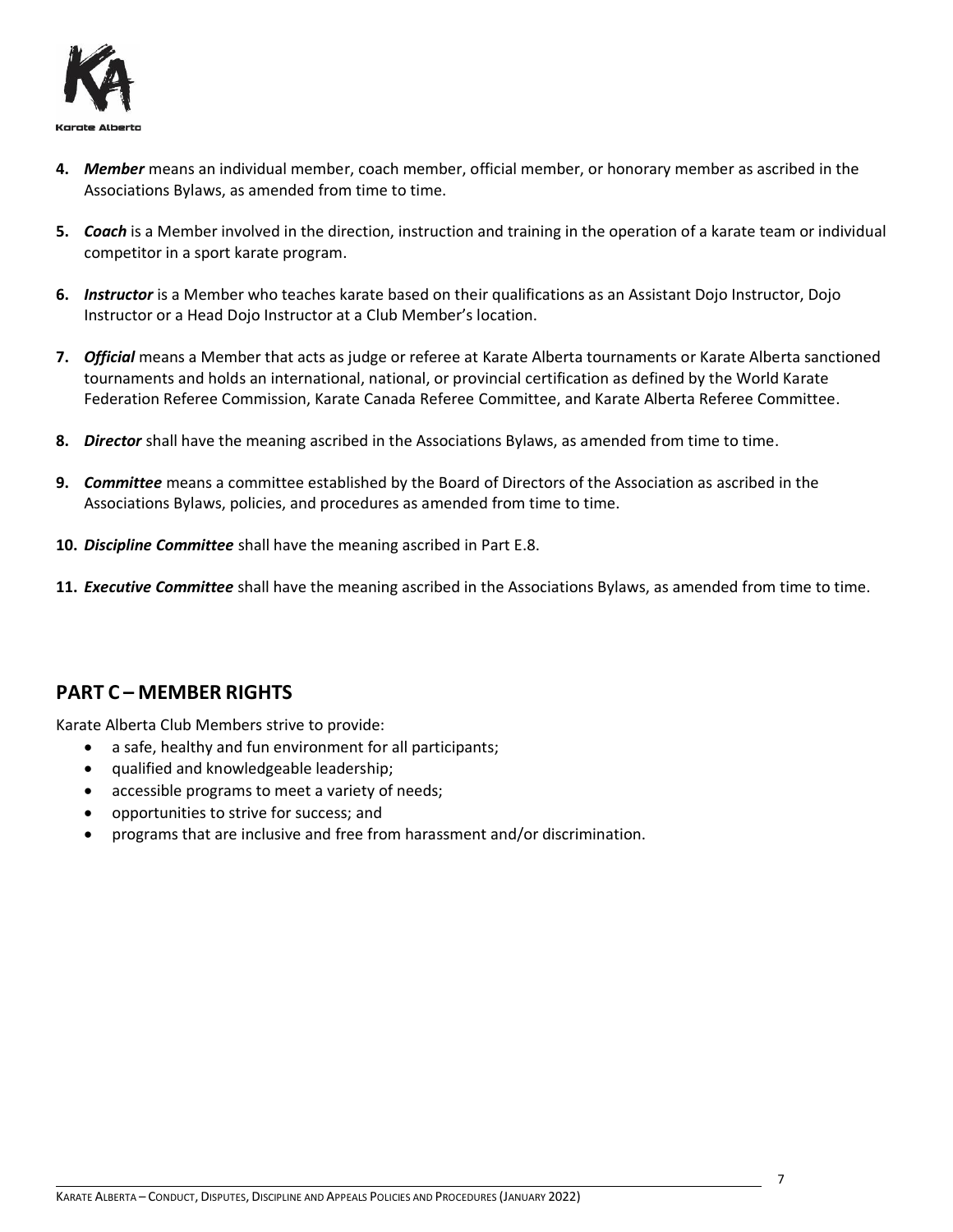4. ***Member*** means an individual member, coach member, official member, or honorary member as ascribed in the Associations Bylaws, as amended from time to time.

5. ***Coach*** is a Member involved in the direction, instruction and training in the operation of a karate team or individual competitor in a sport karate program.

6. ***Instructor*** is a Member who teaches karate based on their qualifications as an Assistant Dojo Instructor, Dojo Instructor or a Head Dojo Instructor at a Club Member's location.

7. ***Official*** means a Member that acts as judge or referee at Karate Alberta tournaments or Karate Alberta sanctioned tournaments and holds an international, national, or provincial certification as defined by the World Karate Federation Referee Commission, Karate Canada Referee Committee, and Karate Alberta Referee Committee.

8. ***Director*** shall have the meaning ascribed in the Associations Bylaws, as amended from time to time.

9. ***Committee*** means a committee established by the Board of Directors of the Association as ascribed in the Associations Bylaws, policies, and procedures as amended from time to time.

10. ***Discipline Committee*** shall have the meaning ascribed in Part E.8.

11. ***Executive Committee*** shall have the meaning ascribed in the Associations Bylaws, as amended from time to time.

## PART C – MEMBER RIGHTS

Karate Alberta Club Members strive to provide:

- a safe, healthy and fun environment for all participants;
- qualified and knowledgeable leadership;
- accessible programs to meet a variety of needs;
- opportunities to strive for success; and
- programs that are inclusive and free from harassment and/or discrimination.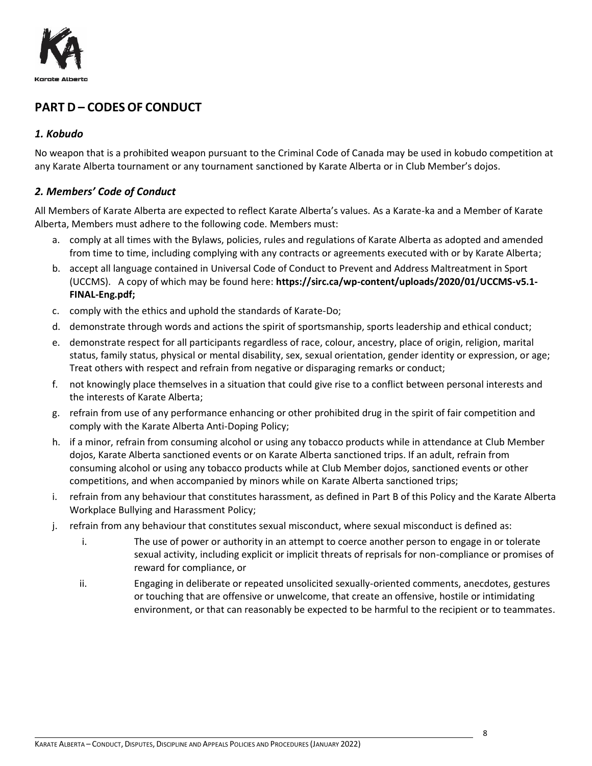## PART D – CODES OF CONDUCT

### *1. Kobudo*

No weapon that is a prohibited weapon pursuant to the Criminal Code of Canada may be used in kobudo competition at any Karate Alberta tournament or any tournament sanctioned by Karate Alberta or in Club Member's dojos.

### *2. Members' Code of Conduct*

All Members of Karate Alberta are expected to reflect Karate Alberta's values. As a Karate-ka and a Member of Karate Alberta, Members must adhere to the following code. Members must:

a. comply at all times with the Bylaws, policies, rules and regulations of Karate Alberta as adopted and amended from time to time, including complying with any contracts or agreements executed with or by Karate Alberta;
b. accept all language contained in Universal Code of Conduct to Prevent and Address Maltreatment in Sport (UCCMS). A copy of which may be found here: **https://sirc.ca/wp-content/uploads/2020/01/UCCMS-v5.1-FINAL-Eng.pdf;**
c. comply with the ethics and uphold the standards of Karate-Do;
d. demonstrate through words and actions the spirit of sportsmanship, sports leadership and ethical conduct;
e. demonstrate respect for all participants regardless of race, colour, ancestry, place of origin, religion, marital status, family status, physical or mental disability, sex, sexual orientation, gender identity or expression, or age; Treat others with respect and refrain from negative or disparaging remarks or conduct;
f. not knowingly place themselves in a situation that could give rise to a conflict between personal interests and the interests of Karate Alberta;
g. refrain from use of any performance enhancing or other prohibited drug in the spirit of fair competition and comply with the Karate Alberta Anti-Doping Policy;
h. if a minor, refrain from consuming alcohol or using any tobacco products while in attendance at Club Member dojos, Karate Alberta sanctioned events or on Karate Alberta sanctioned trips. If an adult, refrain from consuming alcohol or using any tobacco products while at Club Member dojos, sanctioned events or other competitions, and when accompanied by minors while on Karate Alberta sanctioned trips;
i. refrain from any behaviour that constitutes harassment, as defined in Part B of this Policy and the Karate Alberta Workplace Bullying and Harassment Policy;
j. refrain from any behaviour that constitutes sexual misconduct, where sexual misconduct is defined as:
   i. The use of power or authority in an attempt to coerce another person to engage in or tolerate sexual activity, including explicit or implicit threats of reprisals for non-compliance or promises of reward for compliance, or
   ii. Engaging in deliberate or repeated unsolicited sexually-oriented comments, anecdotes, gestures or touching that are offensive or unwelcome, that create an offensive, hostile or intimidating environment, or that can reasonably be expected to be harmful to the recipient or to teammates.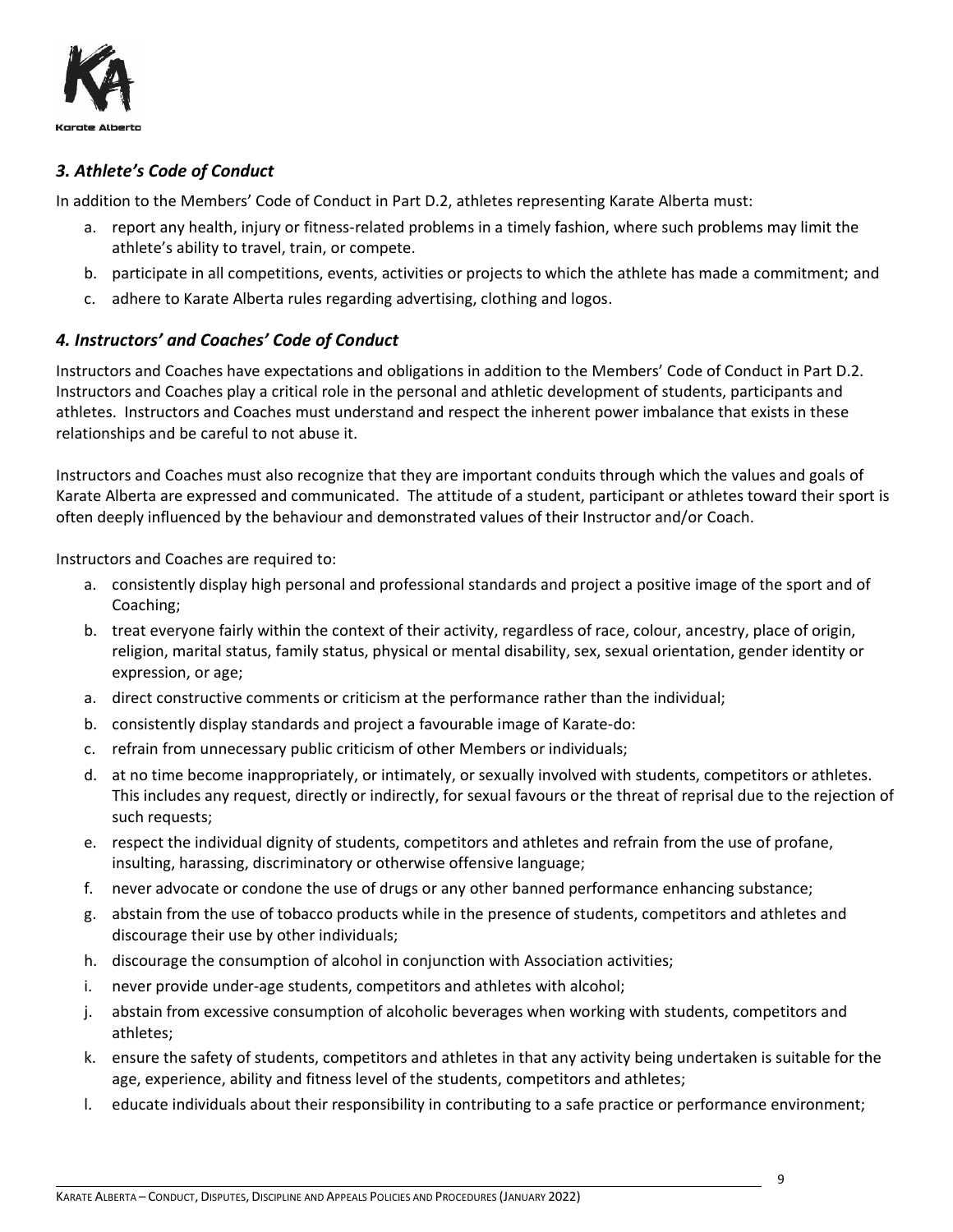### *3. Athlete's Code of Conduct*

In addition to the Members' Code of Conduct in Part D.2, athletes representing Karate Alberta must:

a. report any health, injury or fitness-related problems in a timely fashion, where such problems may limit the athlete's ability to travel, train, or compete.
b. participate in all competitions, events, activities or projects to which the athlete has made a commitment; and
c. adhere to Karate Alberta rules regarding advertising, clothing and logos.

### *4. Instructors' and Coaches' Code of Conduct*

Instructors and Coaches have expectations and obligations in addition to the Members' Code of Conduct in Part D.2. Instructors and Coaches play a critical role in the personal and athletic development of students, participants and athletes. Instructors and Coaches must understand and respect the inherent power imbalance that exists in these relationships and be careful to not abuse it.

Instructors and Coaches must also recognize that they are important conduits through which the values and goals of Karate Alberta are expressed and communicated. The attitude of a student, participant or athletes toward their sport is often deeply influenced by the behaviour and demonstrated values of their Instructor and/or Coach.

Instructors and Coaches are required to:

a. consistently display high personal and professional standards and project a positive image of the sport and of Coaching;
b. treat everyone fairly within the context of their activity, regardless of race, colour, ancestry, place of origin, religion, marital status, family status, physical or mental disability, sex, sexual orientation, gender identity or expression, or age;
a. direct constructive comments or criticism at the performance rather than the individual;
b. consistently display standards and project a favourable image of Karate-do:
c. refrain from unnecessary public criticism of other Members or individuals;
d. at no time become inappropriately, or intimately, or sexually involved with students, competitors or athletes. This includes any request, directly or indirectly, for sexual favours or the threat of reprisal due to the rejection of such requests;
e. respect the individual dignity of students, competitors and athletes and refrain from the use of profane, insulting, harassing, discriminatory or otherwise offensive language;
f. never advocate or condone the use of drugs or any other banned performance enhancing substance;
g. abstain from the use of tobacco products while in the presence of students, competitors and athletes and discourage their use by other individuals;
h. discourage the consumption of alcohol in conjunction with Association activities;
i. never provide under-age students, competitors and athletes with alcohol;
j. abstain from excessive consumption of alcoholic beverages when working with students, competitors and athletes;
k. ensure the safety of students, competitors and athletes in that any activity being undertaken is suitable for the age, experience, ability and fitness level of the students, competitors and athletes;
l. educate individuals about their responsibility in contributing to a safe practice or performance environment;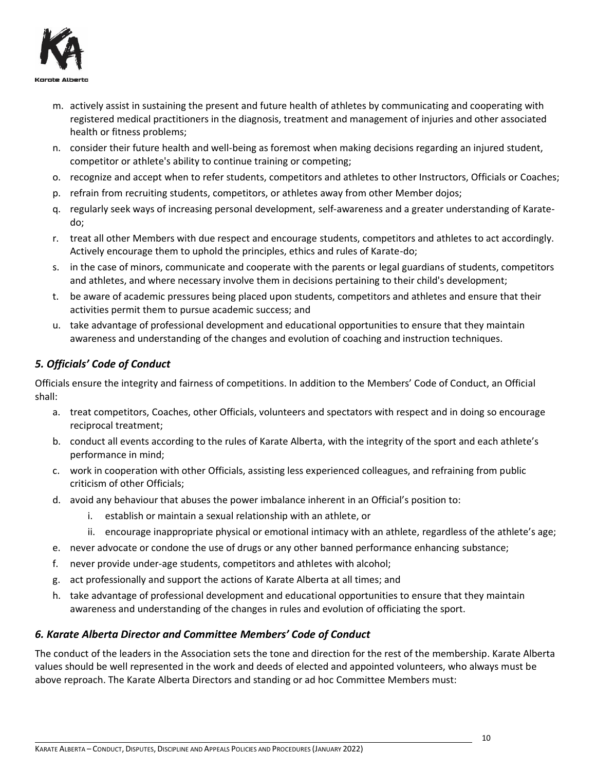m. actively assist in sustaining the present and future health of athletes by communicating and cooperating with registered medical practitioners in the diagnosis, treatment and management of injuries and other associated health or fitness problems;
n. consider their future health and well-being as foremost when making decisions regarding an injured student, competitor or athlete's ability to continue training or competing;
o. recognize and accept when to refer students, competitors and athletes to other Instructors, Officials or Coaches;
p. refrain from recruiting students, competitors, or athletes away from other Member dojos;
q. regularly seek ways of increasing personal development, self-awareness and a greater understanding of Karate-do;
r. treat all other Members with due respect and encourage students, competitors and athletes to act accordingly. Actively encourage them to uphold the principles, ethics and rules of Karate-do;
s. in the case of minors, communicate and cooperate with the parents or legal guardians of students, competitors and athletes, and where necessary involve them in decisions pertaining to their child's development;
t. be aware of academic pressures being placed upon students, competitors and athletes and ensure that their activities permit them to pursue academic success; and
u. take advantage of professional development and educational opportunities to ensure that they maintain awareness and understanding of the changes and evolution of coaching and instruction techniques.

### *5. Officials' Code of Conduct*

Officials ensure the integrity and fairness of competitions. In addition to the Members' Code of Conduct, an Official shall:

a. treat competitors, Coaches, other Officials, volunteers and spectators with respect and in doing so encourage reciprocal treatment;
b. conduct all events according to the rules of Karate Alberta, with the integrity of the sport and each athlete's performance in mind;
c. work in cooperation with other Officials, assisting less experienced colleagues, and refraining from public criticism of other Officials;
d. avoid any behaviour that abuses the power imbalance inherent in an Official's position to:
   i. establish or maintain a sexual relationship with an athlete, or
   ii. encourage inappropriate physical or emotional intimacy with an athlete, regardless of the athlete's age;
e. never advocate or condone the use of drugs or any other banned performance enhancing substance;
f. never provide under-age students, competitors and athletes with alcohol;
g. act professionally and support the actions of Karate Alberta at all times; and
h. take advantage of professional development and educational opportunities to ensure that they maintain awareness and understanding of the changes in rules and evolution of officiating the sport.

### *6. Karate Alberta Director and Committee Members' Code of Conduct*

The conduct of the leaders in the Association sets the tone and direction for the rest of the membership. Karate Alberta values should be well represented in the work and deeds of elected and appointed volunteers, who always must be above reproach. The Karate Alberta Directors and standing or ad hoc Committee Members must: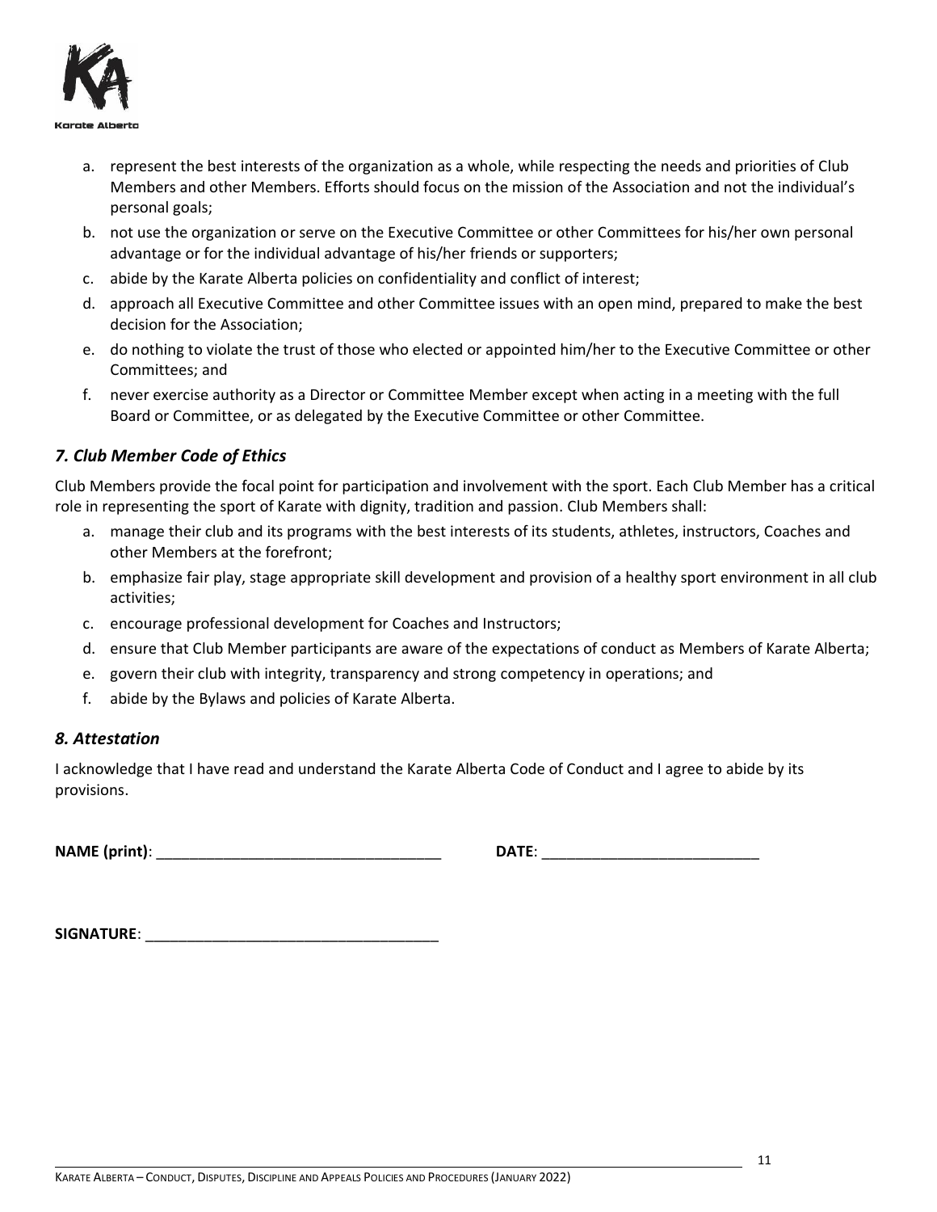a. represent the best interests of the organization as a whole, while respecting the needs and priorities of Club Members and other Members. Efforts should focus on the mission of the Association and not the individual's personal goals;
b. not use the organization or serve on the Executive Committee or other Committees for his/her own personal advantage or for the individual advantage of his/her friends or supporters;
c. abide by the Karate Alberta policies on confidentiality and conflict of interest;
d. approach all Executive Committee and other Committee issues with an open mind, prepared to make the best decision for the Association;
e. do nothing to violate the trust of those who elected or appointed him/her to the Executive Committee or other Committees; and
f. never exercise authority as a Director or Committee Member except when acting in a meeting with the full Board or Committee, or as delegated by the Executive Committee or other Committee.

## *7. Club Member Code of Ethics*

Club Members provide the focal point for participation and involvement with the sport. Each Club Member has a critical role in representing the sport of Karate with dignity, tradition and passion. Club Members shall:

a. manage their club and its programs with the best interests of its students, athletes, instructors, Coaches and other Members at the forefront;
b. emphasize fair play, stage appropriate skill development and provision of a healthy sport environment in all club activities;
c. encourage professional development for Coaches and Instructors;
d. ensure that Club Member participants are aware of the expectations of conduct as Members of Karate Alberta;
e. govern their club with integrity, transparency and strong competency in operations; and
f. abide by the Bylaws and policies of Karate Alberta.

## *8. Attestation*

I acknowledge that I have read and understand the Karate Alberta Code of Conduct and I agree to abide by its provisions.

**NAME (print)**: ___________________________________ **DATE**: ___________________________

**SIGNATURE**: ___________________________________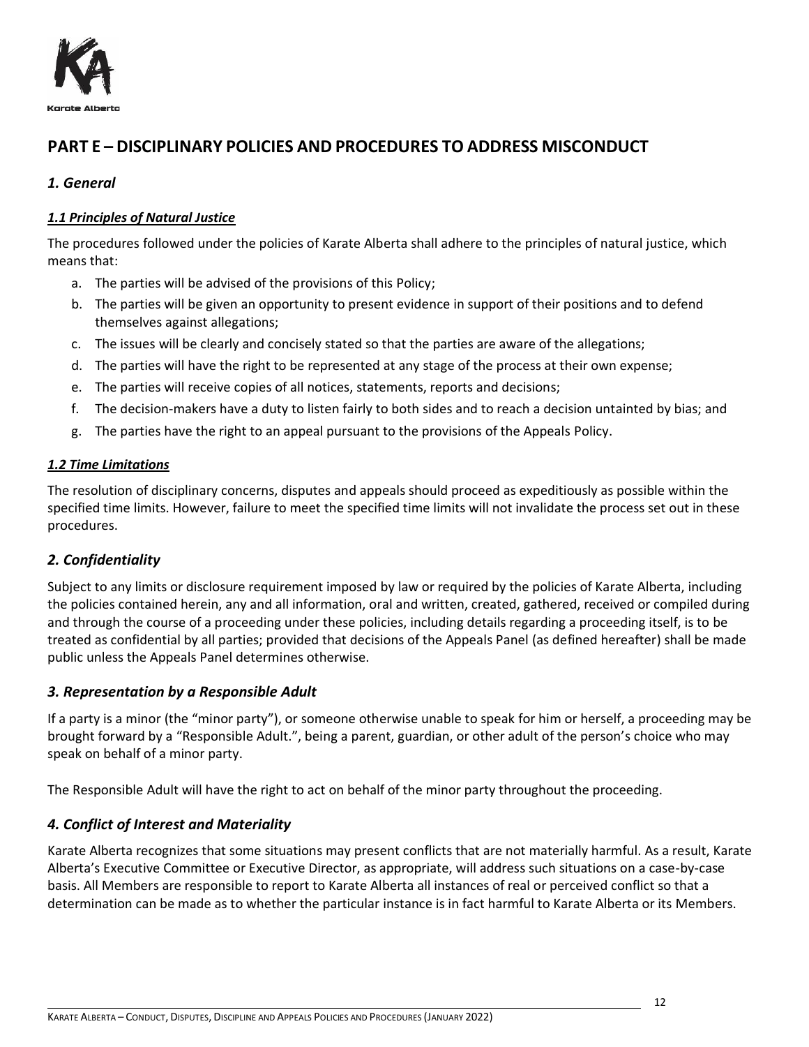# PART E – DISCIPLINARY POLICIES AND PROCEDURES TO ADDRESS MISCONDUCT

## *1. General*

### ***1.1 Principles of Natural Justice***

The procedures followed under the policies of Karate Alberta shall adhere to the principles of natural justice, which means that:

a. The parties will be advised of the provisions of this Policy;
b. The parties will be given an opportunity to present evidence in support of their positions and to defend themselves against allegations;
c. The issues will be clearly and concisely stated so that the parties are aware of the allegations;
d. The parties will have the right to be represented at any stage of the process at their own expense;
e. The parties will receive copies of all notices, statements, reports and decisions;
f. The decision-makers have a duty to listen fairly to both sides and to reach a decision untainted by bias; and
g. The parties have the right to an appeal pursuant to the provisions of the Appeals Policy.

### ***1.2 Time Limitations***

The resolution of disciplinary concerns, disputes and appeals should proceed as expeditiously as possible within the specified time limits. However, failure to meet the specified time limits will not invalidate the process set out in these procedures.

## *2. Confidentiality*

Subject to any limits or disclosure requirement imposed by law or required by the policies of Karate Alberta, including the policies contained herein, any and all information, oral and written, created, gathered, received or compiled during and through the course of a proceeding under these policies, including details regarding a proceeding itself, is to be treated as confidential by all parties; provided that decisions of the Appeals Panel (as defined hereafter) shall be made public unless the Appeals Panel determines otherwise.

## *3. Representation by a Responsible Adult*

If a party is a minor (the "minor party"), or someone otherwise unable to speak for him or herself, a proceeding may be brought forward by a "Responsible Adult.", being a parent, guardian, or other adult of the person's choice who may speak on behalf of a minor party.

The Responsible Adult will have the right to act on behalf of the minor party throughout the proceeding.

## *4. Conflict of Interest and Materiality*

Karate Alberta recognizes that some situations may present conflicts that are not materially harmful. As a result, Karate Alberta's Executive Committee or Executive Director, as appropriate, will address such situations on a case-by-case basis. All Members are responsible to report to Karate Alberta all instances of real or perceived conflict so that a determination can be made as to whether the particular instance is in fact harmful to Karate Alberta or its Members.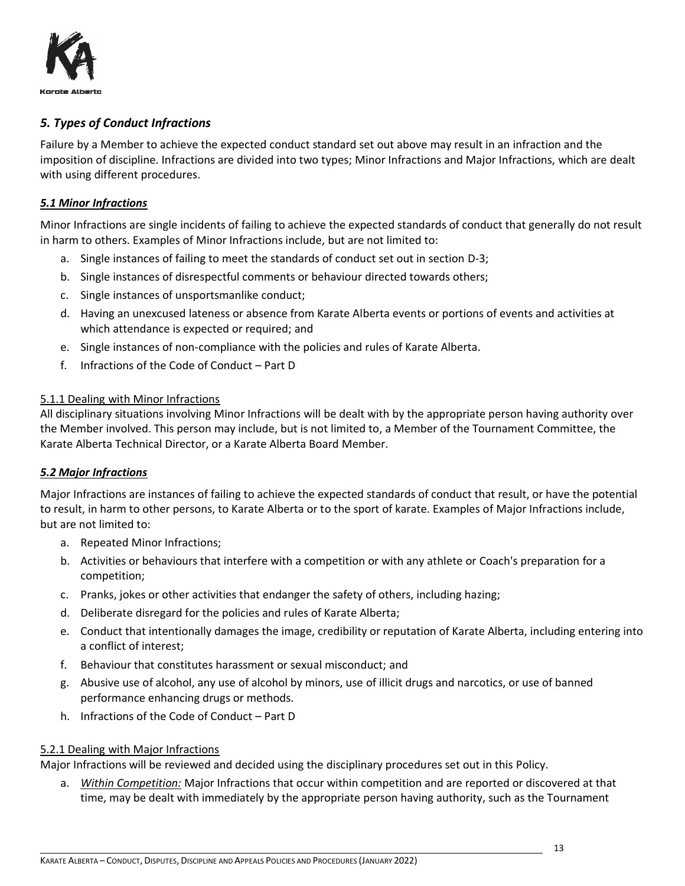## *5. Types of Conduct Infractions*

Failure by a Member to achieve the expected conduct standard set out above may result in an infraction and the imposition of discipline. Infractions are divided into two types; Minor Infractions and Major Infractions, which are dealt with using different procedures.

### ***5.1 Minor Infractions***

Minor Infractions are single incidents of failing to achieve the expected standards of conduct that generally do not result in harm to others. Examples of Minor Infractions include, but are not limited to:

a. Single instances of failing to meet the standards of conduct set out in section D-3;
b. Single instances of disrespectful comments or behaviour directed towards others;
c. Single instances of unsportsmanlike conduct;
d. Having an unexcused lateness or absence from Karate Alberta events or portions of events and activities at which attendance is expected or required; and
e. Single instances of non-compliance with the policies and rules of Karate Alberta.
f. Infractions of the Code of Conduct – Part D

#### 5.1.1 Dealing with Minor Infractions

All disciplinary situations involving Minor Infractions will be dealt with by the appropriate person having authority over the Member involved. This person may include, but is not limited to, a Member of the Tournament Committee, the Karate Alberta Technical Director, or a Karate Alberta Board Member.

### ***5.2 Major Infractions***

Major Infractions are instances of failing to achieve the expected standards of conduct that result, or have the potential to result, in harm to other persons, to Karate Alberta or to the sport of karate. Examples of Major Infractions include, but are not limited to:

a. Repeated Minor Infractions;
b. Activities or behaviours that interfere with a competition or with any athlete or Coach's preparation for a competition;
c. Pranks, jokes or other activities that endanger the safety of others, including hazing;
d. Deliberate disregard for the policies and rules of Karate Alberta;
e. Conduct that intentionally damages the image, credibility or reputation of Karate Alberta, including entering into a conflict of interest;
f. Behaviour that constitutes harassment or sexual misconduct; and
g. Abusive use of alcohol, any use of alcohol by minors, use of illicit drugs and narcotics, or use of banned performance enhancing drugs or methods.
h. Infractions of the Code of Conduct – Part D

#### 5.2.1 Dealing with Major Infractions

Major Infractions will be reviewed and decided using the disciplinary procedures set out in this Policy.

a. *Within Competition:* Major Infractions that occur within competition and are reported or discovered at that time, may be dealt with immediately by the appropriate person having authority, such as the Tournament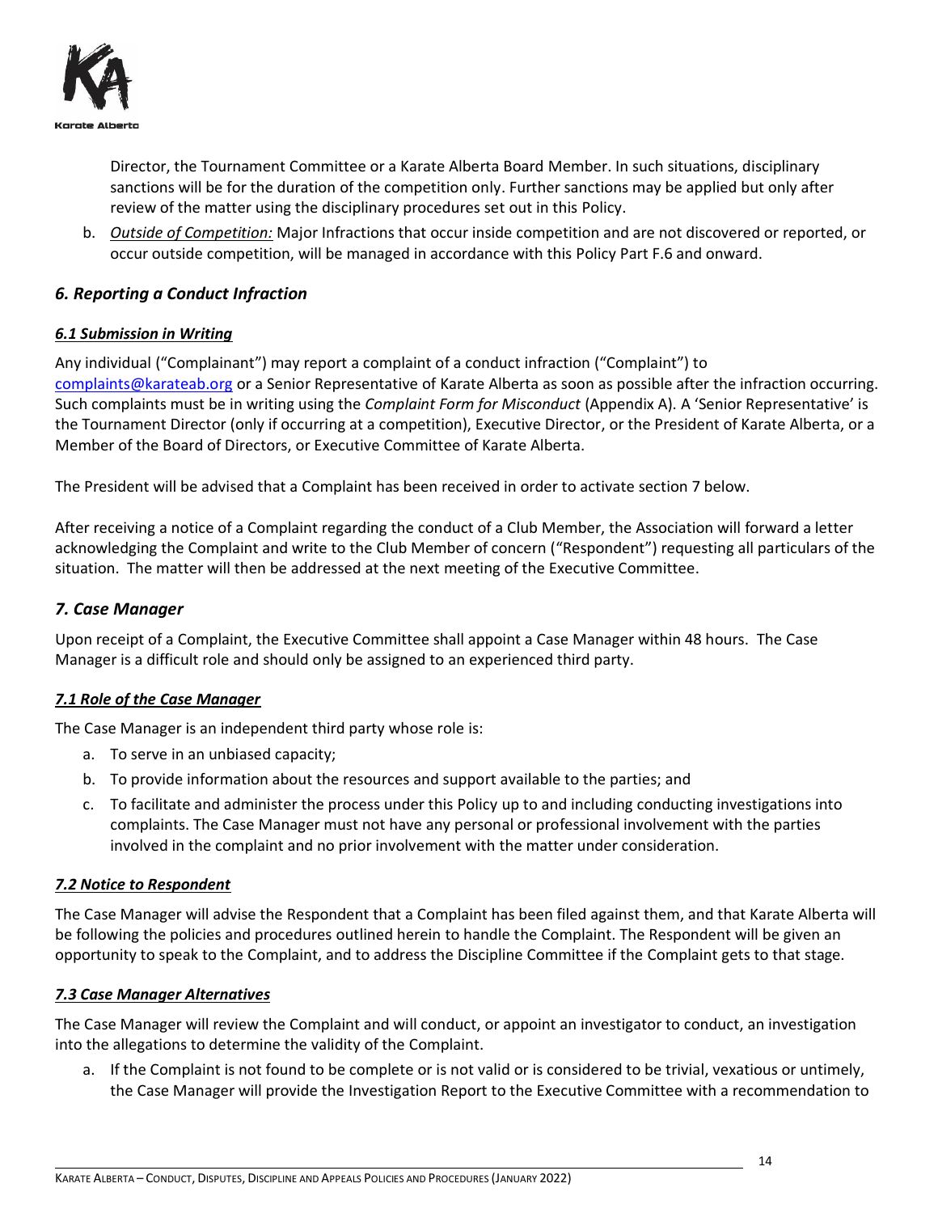Director, the Tournament Committee or a Karate Alberta Board Member. In such situations, disciplinary sanctions will be for the duration of the competition only. Further sanctions may be applied but only after review of the matter using the disciplinary procedures set out in this Policy.

b. ***Outside of Competition:*** Major Infractions that occur inside competition and are not discovered or reported, or occur outside competition, will be managed in accordance with this Policy Part F.6 and onward.

## *6. Reporting a Conduct Infraction*

### ***6.1 Submission in Writing***

Any individual ("Complainant") may report a complaint of a conduct infraction ("Complaint") to complaints@karateab.org or a Senior Representative of Karate Alberta as soon as possible after the infraction occurring. Such complaints must be in writing using the *Complaint Form for Misconduct* (Appendix A). A 'Senior Representative' is the Tournament Director (only if occurring at a competition), Executive Director, or the President of Karate Alberta, or a Member of the Board of Directors, or Executive Committee of Karate Alberta.

The President will be advised that a Complaint has been received in order to activate section 7 below.

After receiving a notice of a Complaint regarding the conduct of a Club Member, the Association will forward a letter acknowledging the Complaint and write to the Club Member of concern ("Respondent") requesting all particulars of the situation. The matter will then be addressed at the next meeting of the Executive Committee.

## *7. Case Manager*

Upon receipt of a Complaint, the Executive Committee shall appoint a Case Manager within 48 hours. The Case Manager is a difficult role and should only be assigned to an experienced third party.

### ***7.1 Role of the Case Manager***

The Case Manager is an independent third party whose role is:

a. To serve in an unbiased capacity;
b. To provide information about the resources and support available to the parties; and
c. To facilitate and administer the process under this Policy up to and including conducting investigations into complaints. The Case Manager must not have any personal or professional involvement with the parties involved in the complaint and no prior involvement with the matter under consideration.

### ***7.2 Notice to Respondent***

The Case Manager will advise the Respondent that a Complaint has been filed against them, and that Karate Alberta will be following the policies and procedures outlined herein to handle the Complaint. The Respondent will be given an opportunity to speak to the Complaint, and to address the Discipline Committee if the Complaint gets to that stage.

### ***7.3 Case Manager Alternatives***

The Case Manager will review the Complaint and will conduct, or appoint an investigator to conduct, an investigation into the allegations to determine the validity of the Complaint.

a. If the Complaint is not found to be complete or is not valid or is considered to be trivial, vexatious or untimely, the Case Manager will provide the Investigation Report to the Executive Committee with a recommendation to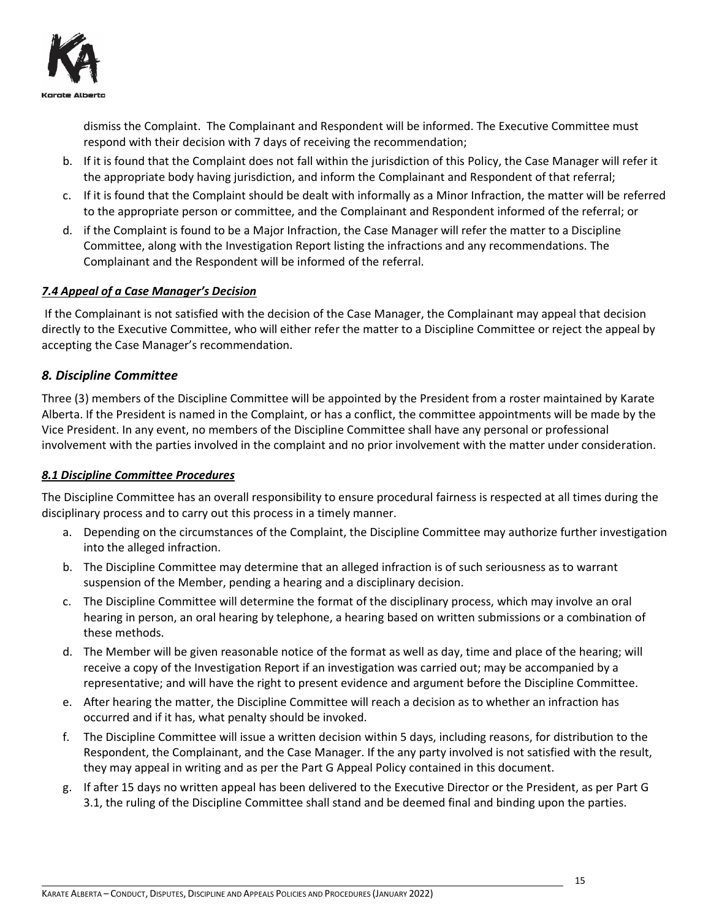dismiss the Complaint. The Complainant and Respondent will be informed. The Executive Committee must respond with their decision with 7 days of receiving the recommendation;

b. If it is found that the Complaint does not fall within the jurisdiction of this Policy, the Case Manager will refer it the appropriate body having jurisdiction, and inform the Complainant and Respondent of that referral;
c. If it is found that the Complaint should be dealt with informally as a Minor Infraction, the matter will be referred to the appropriate person or committee, and the Complainant and Respondent informed of the referral; or
d. if the Complaint is found to be a Major Infraction, the Case Manager will refer the matter to a Discipline Committee, along with the Investigation Report listing the infractions and any recommendations. The Complainant and the Respondent will be informed of the referral.

### *7.4 Appeal of a Case Manager's Decision*

If the Complainant is not satisfied with the decision of the Case Manager, the Complainant may appeal that decision directly to the Executive Committee, who will either refer the matter to a Discipline Committee or reject the appeal by accepting the Case Manager's recommendation.

## *8. Discipline Committee*

Three (3) members of the Discipline Committee will be appointed by the President from a roster maintained by Karate Alberta. If the President is named in the Complaint, or has a conflict, the committee appointments will be made by the Vice President. In any event, no members of the Discipline Committee shall have any personal or professional involvement with the parties involved in the complaint and no prior involvement with the matter under consideration.

### *8.1 Discipline Committee Procedures*

The Discipline Committee has an overall responsibility to ensure procedural fairness is respected at all times during the disciplinary process and to carry out this process in a timely manner.

a. Depending on the circumstances of the Complaint, the Discipline Committee may authorize further investigation into the alleged infraction.
b. The Discipline Committee may determine that an alleged infraction is of such seriousness as to warrant suspension of the Member, pending a hearing and a disciplinary decision.
c. The Discipline Committee will determine the format of the disciplinary process, which may involve an oral hearing in person, an oral hearing by telephone, a hearing based on written submissions or a combination of these methods.
d. The Member will be given reasonable notice of the format as well as day, time and place of the hearing; will receive a copy of the Investigation Report if an investigation was carried out; may be accompanied by a representative; and will have the right to present evidence and argument before the Discipline Committee.
e. After hearing the matter, the Discipline Committee will reach a decision as to whether an infraction has occurred and if it has, what penalty should be invoked.
f. The Discipline Committee will issue a written decision within 5 days, including reasons, for distribution to the Respondent, the Complainant, and the Case Manager. If the any party involved is not satisfied with the result, they may appeal in writing and as per the Part G Appeal Policy contained in this document.
g. If after 15 days no written appeal has been delivered to the Executive Director or the President, as per Part G 3.1, the ruling of the Discipline Committee shall stand and be deemed final and binding upon the parties.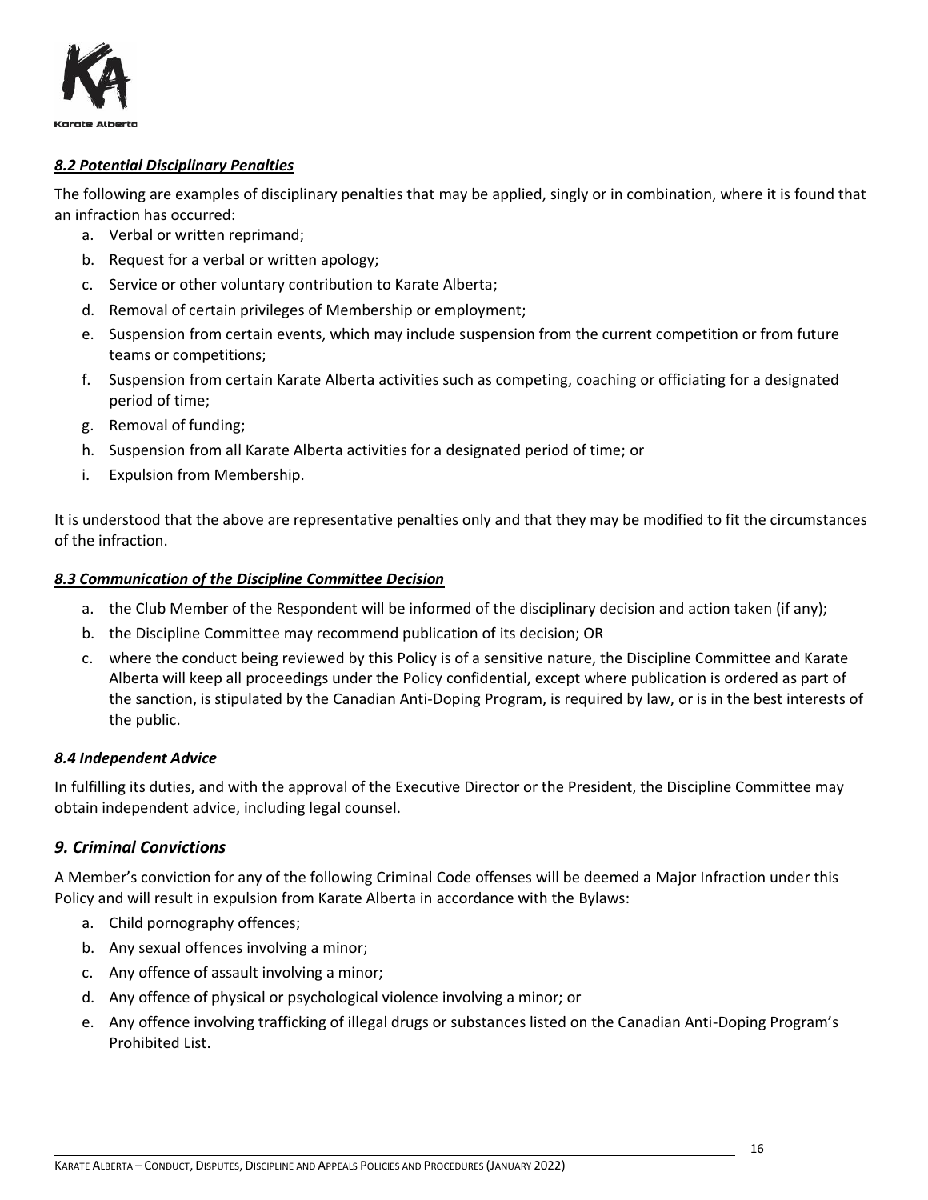### ***8.2 Potential Disciplinary Penalties***

The following are examples of disciplinary penalties that may be applied, singly or in combination, where it is found that an infraction has occurred:

a. Verbal or written reprimand;
b. Request for a verbal or written apology;
c. Service or other voluntary contribution to Karate Alberta;
d. Removal of certain privileges of Membership or employment;
e. Suspension from certain events, which may include suspension from the current competition or from future teams or competitions;
f. Suspension from certain Karate Alberta activities such as competing, coaching or officiating for a designated period of time;
g. Removal of funding;
h. Suspension from all Karate Alberta activities for a designated period of time; or
i. Expulsion from Membership.

It is understood that the above are representative penalties only and that they may be modified to fit the circumstances of the infraction.

### ***8.3 Communication of the Discipline Committee Decision***

a. the Club Member of the Respondent will be informed of the disciplinary decision and action taken (if any);
b. the Discipline Committee may recommend publication of its decision; OR
c. where the conduct being reviewed by this Policy is of a sensitive nature, the Discipline Committee and Karate Alberta will keep all proceedings under the Policy confidential, except where publication is ordered as part of the sanction, is stipulated by the Canadian Anti-Doping Program, is required by law, or is in the best interests of the public.

### ***8.4 Independent Advice***

In fulfilling its duties, and with the approval of the Executive Director or the President, the Discipline Committee may obtain independent advice, including legal counsel.

## *9. Criminal Convictions*

A Member's conviction for any of the following Criminal Code offenses will be deemed a Major Infraction under this Policy and will result in expulsion from Karate Alberta in accordance with the Bylaws:

a. Child pornography offences;
b. Any sexual offences involving a minor;
c. Any offence of assault involving a minor;
d. Any offence of physical or psychological violence involving a minor; or
e. Any offence involving trafficking of illegal drugs or substances listed on the Canadian Anti-Doping Program's Prohibited List.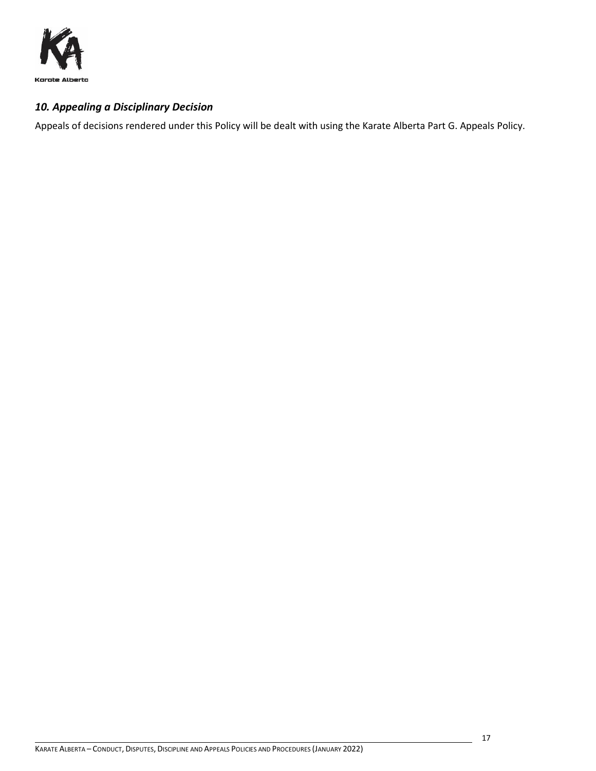### *10. Appealing a Disciplinary Decision*

Appeals of decisions rendered under this Policy will be dealt with using the Karate Alberta Part G. Appeals Policy.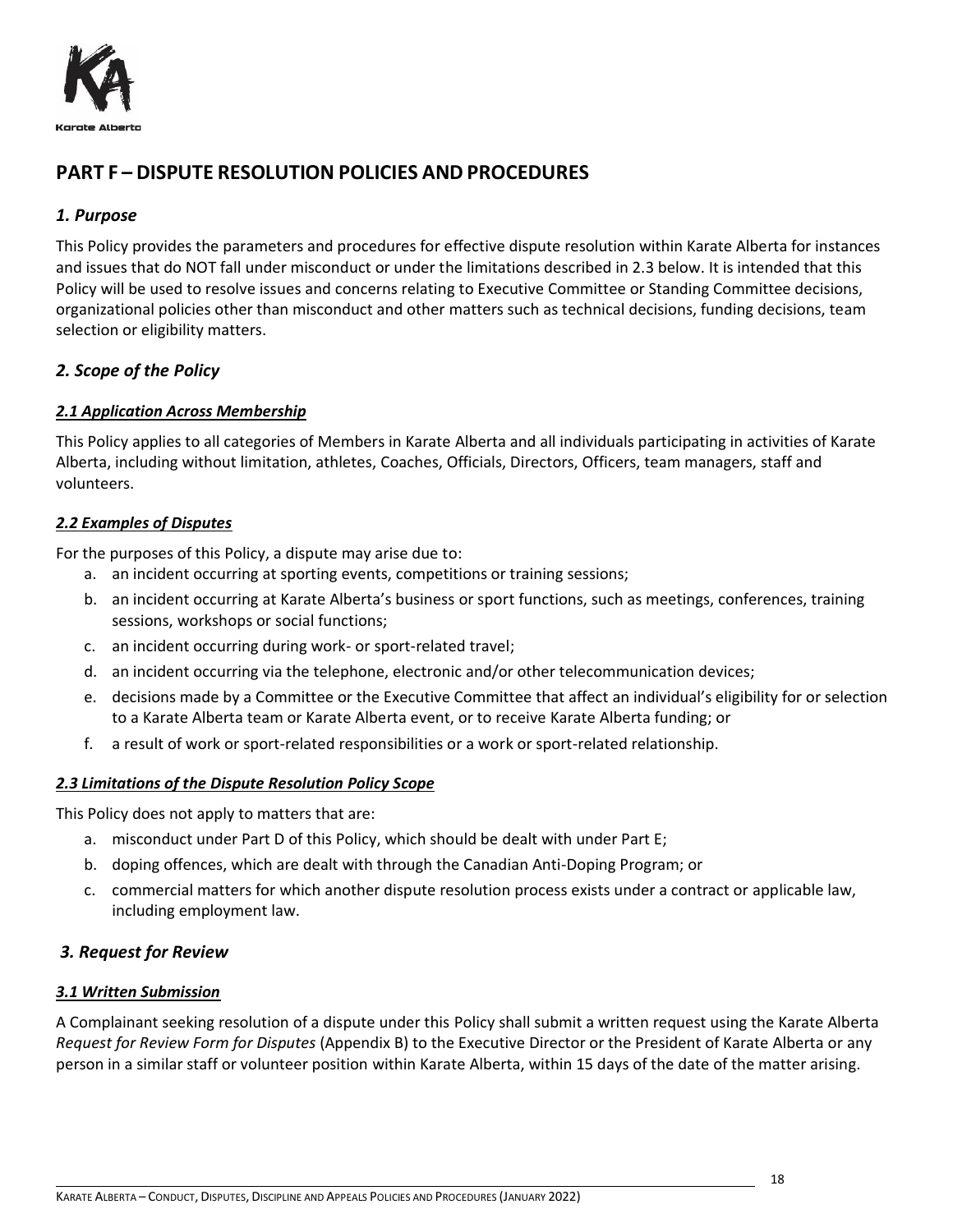# PART F – DISPUTE RESOLUTION POLICIES AND PROCEDURES

## *1. Purpose*

This Policy provides the parameters and procedures for effective dispute resolution within Karate Alberta for instances and issues that do NOT fall under misconduct or under the limitations described in 2.3 below. It is intended that this Policy will be used to resolve issues and concerns relating to Executive Committee or Standing Committee decisions, organizational policies other than misconduct and other matters such as technical decisions, funding decisions, team selection or eligibility matters.

## *2. Scope of the Policy*

### ***2.1 Application Across Membership***

This Policy applies to all categories of Members in Karate Alberta and all individuals participating in activities of Karate Alberta, including without limitation, athletes, Coaches, Officials, Directors, Officers, team managers, staff and volunteers.

### ***2.2 Examples of Disputes***

For the purposes of this Policy, a dispute may arise due to:

a. an incident occurring at sporting events, competitions or training sessions;
b. an incident occurring at Karate Alberta's business or sport functions, such as meetings, conferences, training sessions, workshops or social functions;
c. an incident occurring during work- or sport-related travel;
d. an incident occurring via the telephone, electronic and/or other telecommunication devices;
e. decisions made by a Committee or the Executive Committee that affect an individual's eligibility for or selection to a Karate Alberta team or Karate Alberta event, or to receive Karate Alberta funding; or
f. a result of work or sport-related responsibilities or a work or sport-related relationship.

### ***2.3 Limitations of the Dispute Resolution Policy Scope***

This Policy does not apply to matters that are:

a. misconduct under Part D of this Policy, which should be dealt with under Part E;
b. doping offences, which are dealt with through the Canadian Anti-Doping Program; or
c. commercial matters for which another dispute resolution process exists under a contract or applicable law, including employment law.

## *3. Request for Review*

### ***3.1 Written Submission***

A Complainant seeking resolution of a dispute under this Policy shall submit a written request using the Karate Alberta *Request for Review Form for Disputes* (Appendix B) to the Executive Director or the President of Karate Alberta or any person in a similar staff or volunteer position within Karate Alberta, within 15 days of the date of the matter arising.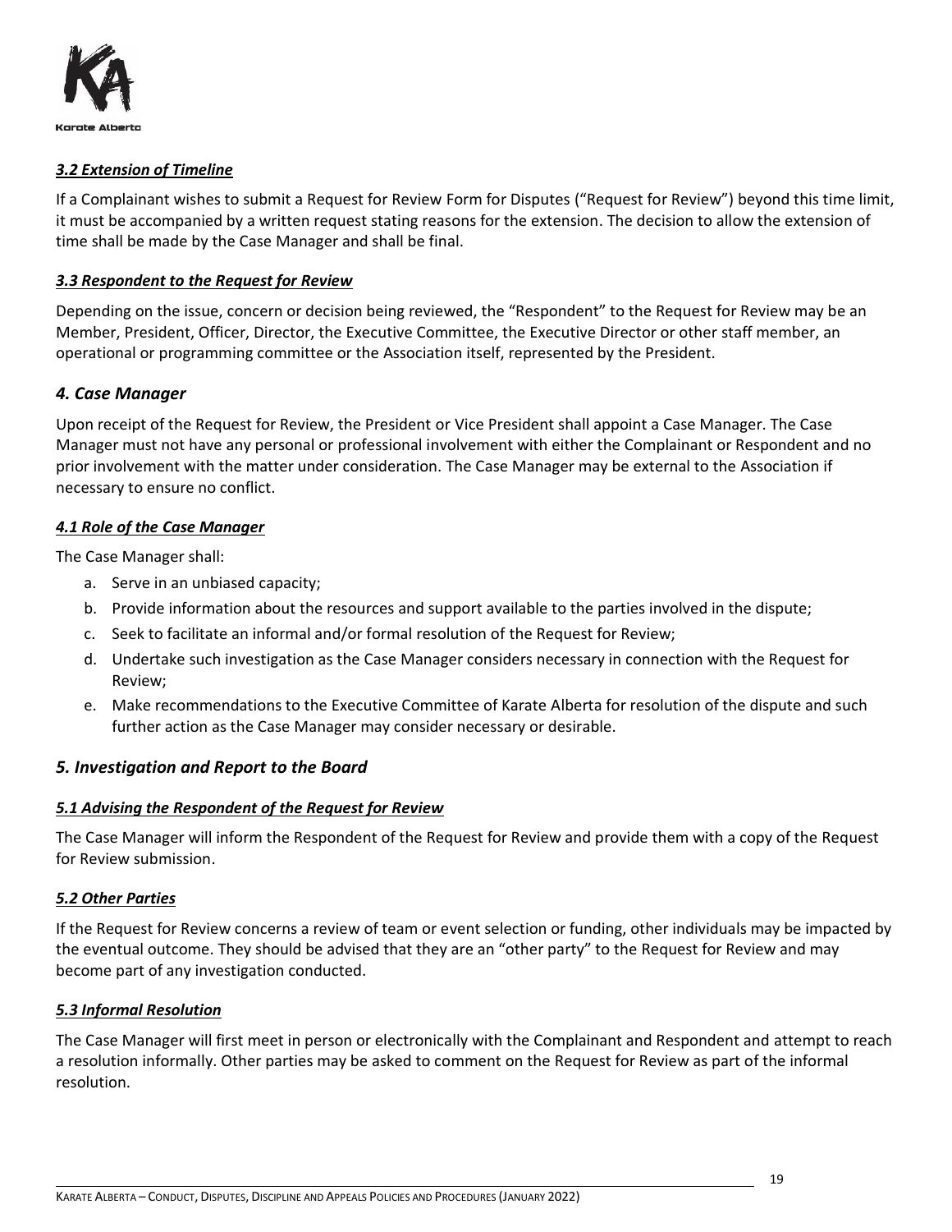### *3.2 Extension of Timeline*

If a Complainant wishes to submit a Request for Review Form for Disputes ("Request for Review") beyond this time limit, it must be accompanied by a written request stating reasons for the extension. The decision to allow the extension of time shall be made by the Case Manager and shall be final.

### *3.3 Respondent to the Request for Review*

Depending on the issue, concern or decision being reviewed, the "Respondent" to the Request for Review may be an Member, President, Officer, Director, the Executive Committee, the Executive Director or other staff member, an operational or programming committee or the Association itself, represented by the President.

## *4. Case Manager*

Upon receipt of the Request for Review, the President or Vice President shall appoint a Case Manager. The Case Manager must not have any personal or professional involvement with either the Complainant or Respondent and no prior involvement with the matter under consideration. The Case Manager may be external to the Association if necessary to ensure no conflict.

### *4.1 Role of the Case Manager*

The Case Manager shall:

a. Serve in an unbiased capacity;
b. Provide information about the resources and support available to the parties involved in the dispute;
c. Seek to facilitate an informal and/or formal resolution of the Request for Review;
d. Undertake such investigation as the Case Manager considers necessary in connection with the Request for Review;
e. Make recommendations to the Executive Committee of Karate Alberta for resolution of the dispute and such further action as the Case Manager may consider necessary or desirable.

## *5. Investigation and Report to the Board*

### *5.1 Advising the Respondent of the Request for Review*

The Case Manager will inform the Respondent of the Request for Review and provide them with a copy of the Request for Review submission.

### *5.2 Other Parties*

If the Request for Review concerns a review of team or event selection or funding, other individuals may be impacted by the eventual outcome. They should be advised that they are an "other party" to the Request for Review and may become part of any investigation conducted.

### *5.3 Informal Resolution*

The Case Manager will first meet in person or electronically with the Complainant and Respondent and attempt to reach a resolution informally. Other parties may be asked to comment on the Request for Review as part of the informal resolution.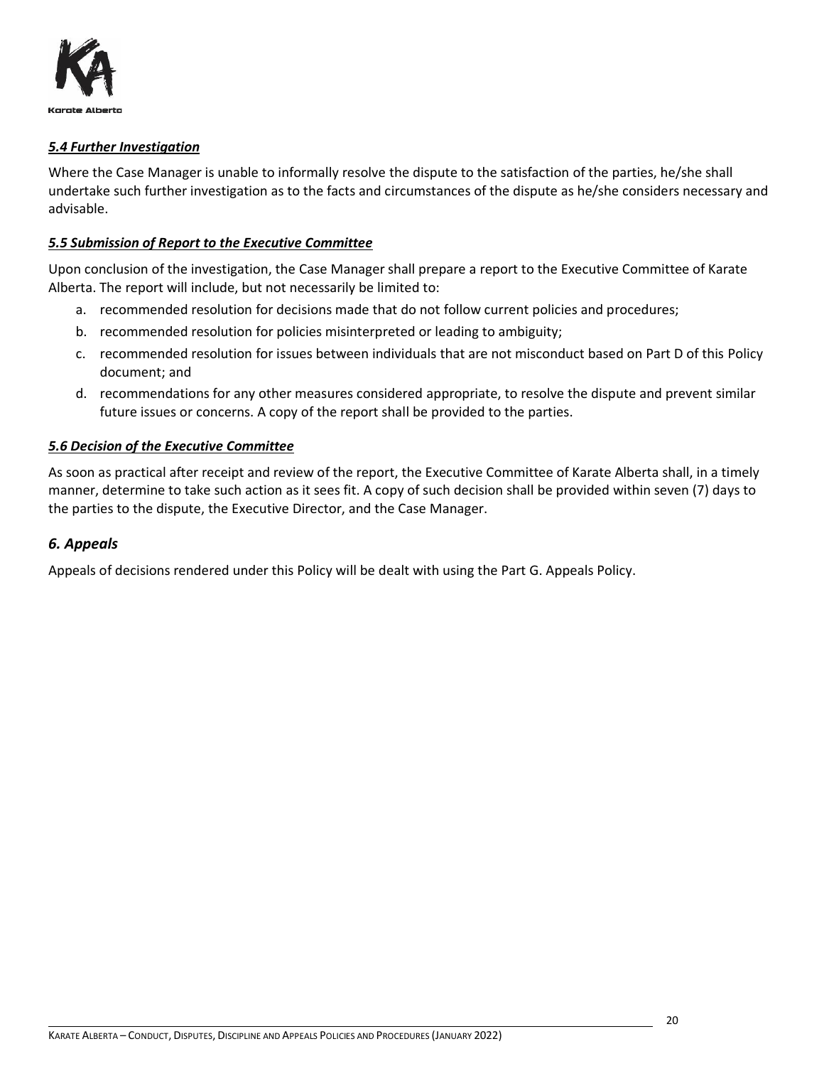### *5.4 Further Investigation*

Where the Case Manager is unable to informally resolve the dispute to the satisfaction of the parties, he/she shall undertake such further investigation as to the facts and circumstances of the dispute as he/she considers necessary and advisable.

### *5.5 Submission of Report to the Executive Committee*

Upon conclusion of the investigation, the Case Manager shall prepare a report to the Executive Committee of Karate Alberta. The report will include, but not necessarily be limited to:

a. recommended resolution for decisions made that do not follow current policies and procedures;
b. recommended resolution for policies misinterpreted or leading to ambiguity;
c. recommended resolution for issues between individuals that are not misconduct based on Part D of this Policy document; and
d. recommendations for any other measures considered appropriate, to resolve the dispute and prevent similar future issues or concerns. A copy of the report shall be provided to the parties.

### *5.6 Decision of the Executive Committee*

As soon as practical after receipt and review of the report, the Executive Committee of Karate Alberta shall, in a timely manner, determine to take such action as it sees fit. A copy of such decision shall be provided within seven (7) days to the parties to the dispute, the Executive Director, and the Case Manager.

## *6. Appeals*

Appeals of decisions rendered under this Policy will be dealt with using the Part G. Appeals Policy.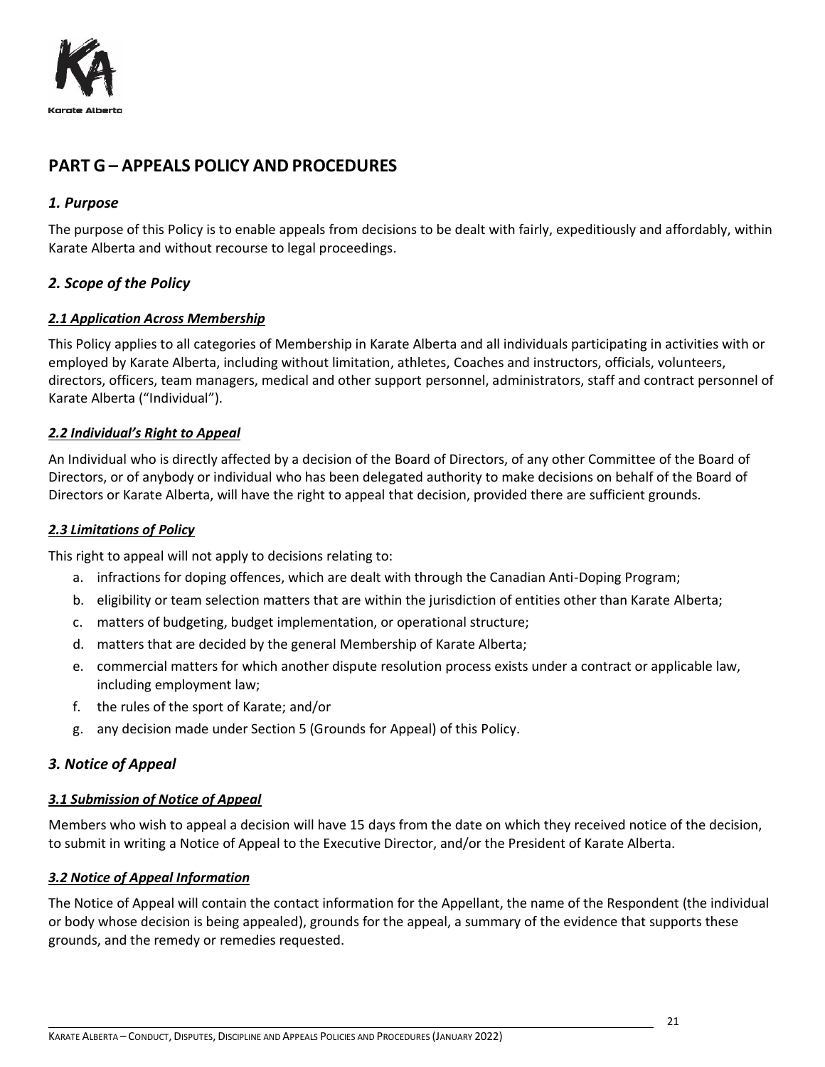## PART G – APPEALS POLICY AND PROCEDURES

### *1. Purpose*

The purpose of this Policy is to enable appeals from decisions to be dealt with fairly, expeditiously and affordably, within Karate Alberta and without recourse to legal proceedings.

### *2. Scope of the Policy*

#### ***2.1 Application Across Membership***

This Policy applies to all categories of Membership in Karate Alberta and all individuals participating in activities with or employed by Karate Alberta, including without limitation, athletes, Coaches and instructors, officials, volunteers, directors, officers, team managers, medical and other support personnel, administrators, staff and contract personnel of Karate Alberta ("Individual").

#### ***2.2 Individual's Right to Appeal***

An Individual who is directly affected by a decision of the Board of Directors, of any other Committee of the Board of Directors, or of anybody or individual who has been delegated authority to make decisions on behalf of the Board of Directors or Karate Alberta, will have the right to appeal that decision, provided there are sufficient grounds.

#### ***2.3 Limitations of Policy***

This right to appeal will not apply to decisions relating to:

a. infractions for doping offences, which are dealt with through the Canadian Anti-Doping Program;
b. eligibility or team selection matters that are within the jurisdiction of entities other than Karate Alberta;
c. matters of budgeting, budget implementation, or operational structure;
d. matters that are decided by the general Membership of Karate Alberta;
e. commercial matters for which another dispute resolution process exists under a contract or applicable law, including employment law;
f. the rules of the sport of Karate; and/or
g. any decision made under Section 5 (Grounds for Appeal) of this Policy.

### *3. Notice of Appeal*

#### ***3.1 Submission of Notice of Appeal***

Members who wish to appeal a decision will have 15 days from the date on which they received notice of the decision, to submit in writing a Notice of Appeal to the Executive Director, and/or the President of Karate Alberta.

#### ***3.2 Notice of Appeal Information***

The Notice of Appeal will contain the contact information for the Appellant, the name of the Respondent (the individual or body whose decision is being appealed), grounds for the appeal, a summary of the evidence that supports these grounds, and the remedy or remedies requested.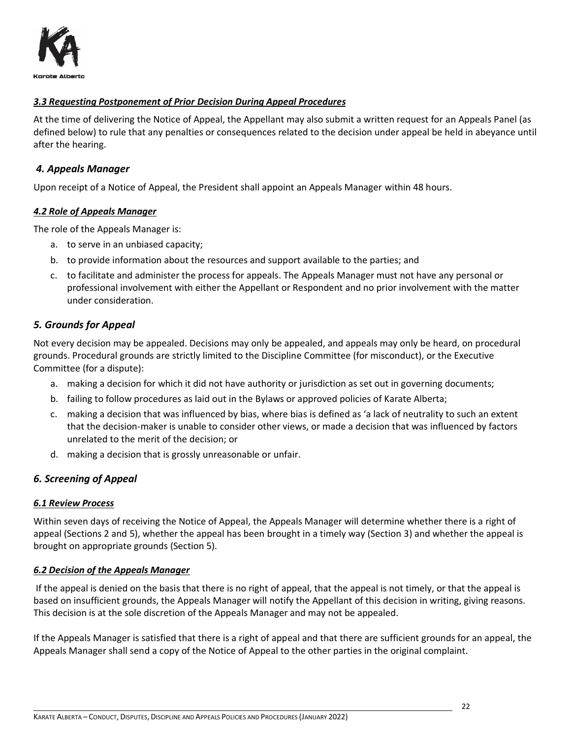### *3.3 Requesting Postponement of Prior Decision During Appeal Procedures*

At the time of delivering the Notice of Appeal, the Appellant may also submit a written request for an Appeals Panel (as defined below) to rule that any penalties or consequences related to the decision under appeal be held in abeyance until after the hearing.

## *4. Appeals Manager*

Upon receipt of a Notice of Appeal, the President shall appoint an Appeals Manager within 48 hours.

### *4.2 Role of Appeals Manager*

The role of the Appeals Manager is:

a. to serve in an unbiased capacity;
b. to provide information about the resources and support available to the parties; and
c. to facilitate and administer the process for appeals. The Appeals Manager must not have any personal or professional involvement with either the Appellant or Respondent and no prior involvement with the matter under consideration.

## *5. Grounds for Appeal*

Not every decision may be appealed. Decisions may only be appealed, and appeals may only be heard, on procedural grounds. Procedural grounds are strictly limited to the Discipline Committee (for misconduct), or the Executive Committee (for a dispute):

a. making a decision for which it did not have authority or jurisdiction as set out in governing documents;
b. failing to follow procedures as laid out in the Bylaws or approved policies of Karate Alberta;
c. making a decision that was influenced by bias, where bias is defined as 'a lack of neutrality to such an extent that the decision-maker is unable to consider other views, or made a decision that was influenced by factors unrelated to the merit of the decision; or
d. making a decision that is grossly unreasonable or unfair.

## *6. Screening of Appeal*

### *6.1 Review Process*

Within seven days of receiving the Notice of Appeal, the Appeals Manager will determine whether there is a right of appeal (Sections 2 and 5), whether the appeal has been brought in a timely way (Section 3) and whether the appeal is brought on appropriate grounds (Section 5).

### *6.2 Decision of the Appeals Manager*

If the appeal is denied on the basis that there is no right of appeal, that the appeal is not timely, or that the appeal is based on insufficient grounds, the Appeals Manager will notify the Appellant of this decision in writing, giving reasons. This decision is at the sole discretion of the Appeals Manager and may not be appealed.

If the Appeals Manager is satisfied that there is a right of appeal and that there are sufficient grounds for an appeal, the Appeals Manager shall send a copy of the Notice of Appeal to the other parties in the original complaint.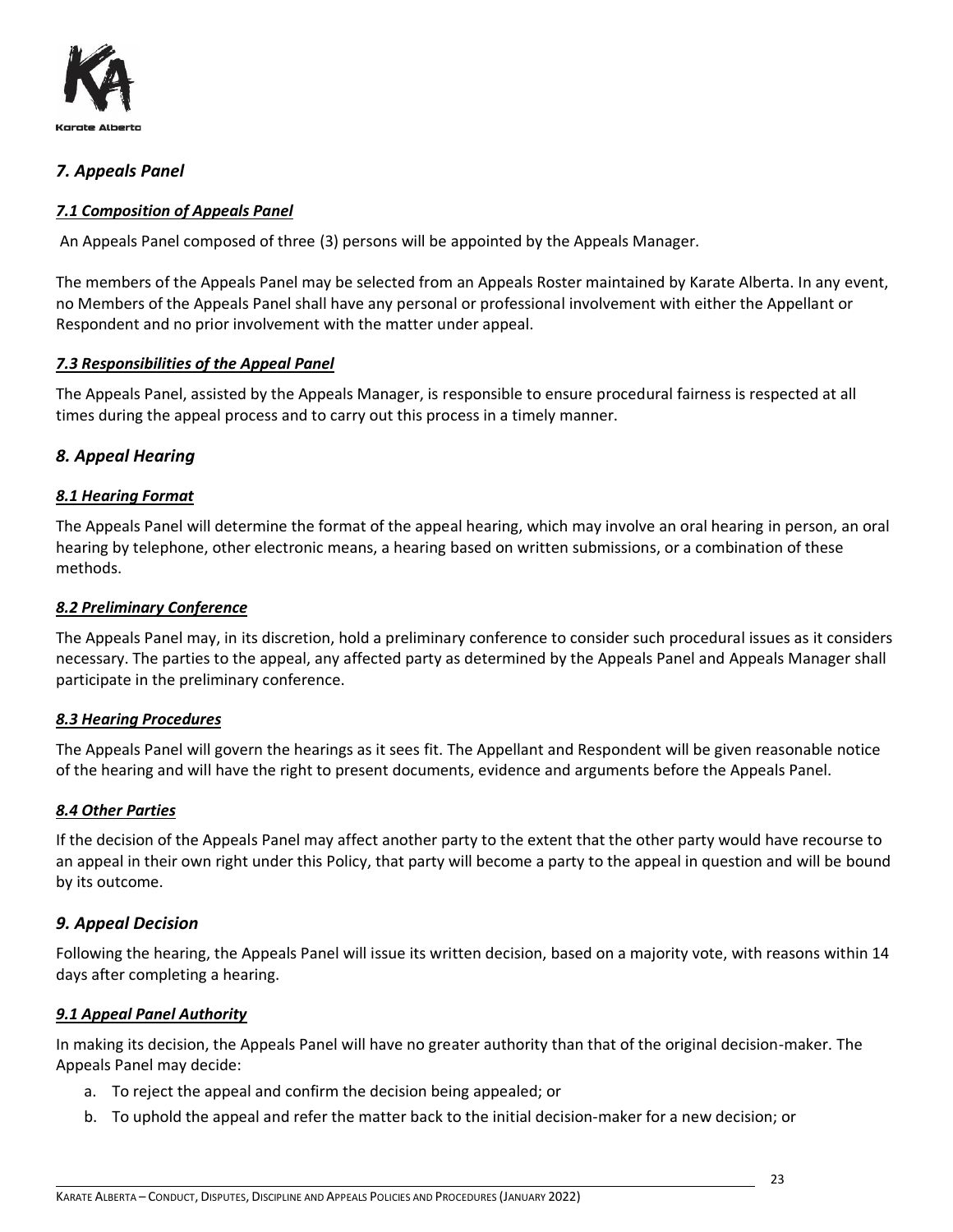## *7. Appeals Panel*

### ***7.1 Composition of Appeals Panel***

An Appeals Panel composed of three (3) persons will be appointed by the Appeals Manager.

The members of the Appeals Panel may be selected from an Appeals Roster maintained by Karate Alberta. In any event, no Members of the Appeals Panel shall have any personal or professional involvement with either the Appellant or Respondent and no prior involvement with the matter under appeal.

### ***7.3 Responsibilities of the Appeal Panel***

The Appeals Panel, assisted by the Appeals Manager, is responsible to ensure procedural fairness is respected at all times during the appeal process and to carry out this process in a timely manner.

## *8. Appeal Hearing*

### ***8.1 Hearing Format***

The Appeals Panel will determine the format of the appeal hearing, which may involve an oral hearing in person, an oral hearing by telephone, other electronic means, a hearing based on written submissions, or a combination of these methods.

### ***8.2 Preliminary Conference***

The Appeals Panel may, in its discretion, hold a preliminary conference to consider such procedural issues as it considers necessary. The parties to the appeal, any affected party as determined by the Appeals Panel and Appeals Manager shall participate in the preliminary conference.

### ***8.3 Hearing Procedures***

The Appeals Panel will govern the hearings as it sees fit. The Appellant and Respondent will be given reasonable notice of the hearing and will have the right to present documents, evidence and arguments before the Appeals Panel.

### ***8.4 Other Parties***

If the decision of the Appeals Panel may affect another party to the extent that the other party would have recourse to an appeal in their own right under this Policy, that party will become a party to the appeal in question and will be bound by its outcome.

## *9. Appeal Decision*

Following the hearing, the Appeals Panel will issue its written decision, based on a majority vote, with reasons within 14 days after completing a hearing.

### ***9.1 Appeal Panel Authority***

In making its decision, the Appeals Panel will have no greater authority than that of the original decision-maker. The Appeals Panel may decide:

a. To reject the appeal and confirm the decision being appealed; or
b. To uphold the appeal and refer the matter back to the initial decision-maker for a new decision; or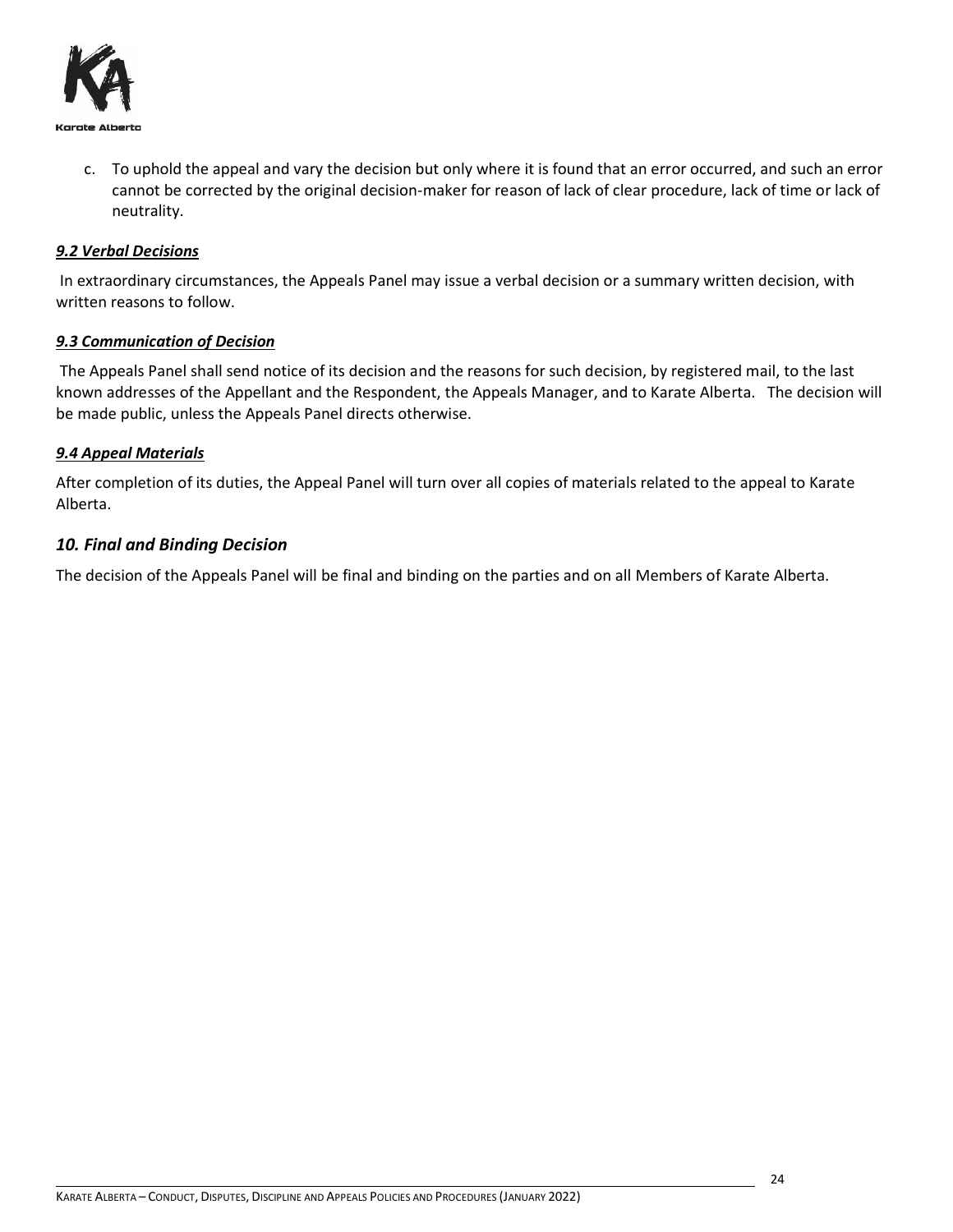c. To uphold the appeal and vary the decision but only where it is found that an error occurred, and such an error cannot be corrected by the original decision-maker for reason of lack of clear procedure, lack of time or lack of neutrality.

#### ***9.2 Verbal Decisions***

In extraordinary circumstances, the Appeals Panel may issue a verbal decision or a summary written decision, with written reasons to follow.

#### ***9.3 Communication of Decision***

The Appeals Panel shall send notice of its decision and the reasons for such decision, by registered mail, to the last known addresses of the Appellant and the Respondent, the Appeals Manager, and to Karate Alberta. The decision will be made public, unless the Appeals Panel directs otherwise.

#### ***9.4 Appeal Materials***

After completion of its duties, the Appeal Panel will turn over all copies of materials related to the appeal to Karate Alberta.

### *10. Final and Binding Decision*

The decision of the Appeals Panel will be final and binding on the parties and on all Members of Karate Alberta.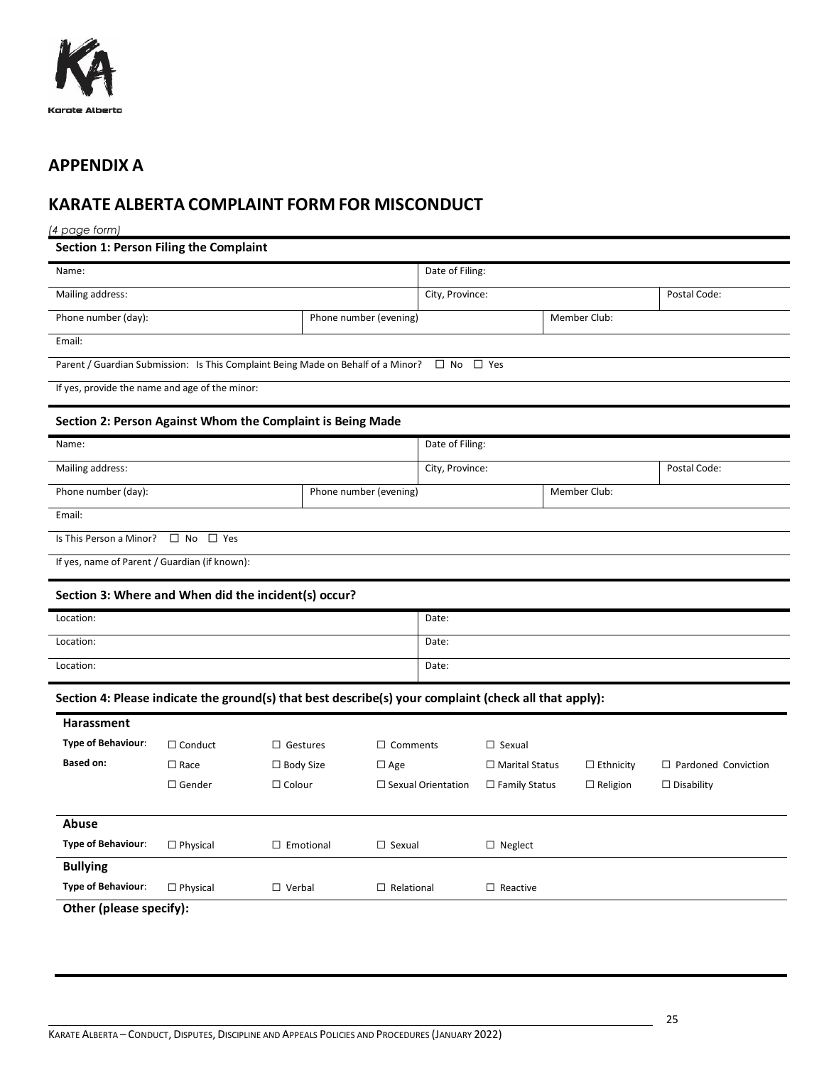## APPENDIX A

## KARATE ALBERTA COMPLAINT FORM FOR MISCONDUCT

*(4 page form)*

**Section 1: Person Filing the Complaint**

| Name: | | Date of Filing: | | |
|---|---|---|---|---|
| Mailing address: | | City, Province: | | Postal Code: |
| Phone number (day): | Phone number (evening) | | Member Club: | |
| Email: | | | | |
| Parent / Guardian Submission: Is This Complaint Being Made on Behalf of a Minor? ☐ No ☐ Yes | | | | |
| If yes, provide the name and age of the minor: | | | | |

**Section 2: Person Against Whom the Complaint is Being Made**

| Name: | | Date of Filing: | | |
|---|---|---|---|---|
| Mailing address: | | City, Province: | | Postal Code: |
| Phone number (day): | Phone number (evening) | | Member Club: | |
| Email: | | | | |
| Is This Person a Minor? ☐ No ☐ Yes | | | | |
| If yes, name of Parent / Guardian (if known): | | | | |

**Section 3: Where and When did the incident(s) occur?**

| Location: | Date: |
|---|---|
| Location: | Date: |
| Location: | Date: |

**Section 4: Please indicate the ground(s) that best describe(s) your complaint (check all that apply):**

**Harassment**

| | | | | | | |
|---|---|---|---|---|---|---|
| **Type of Behaviour**: | ☐ Conduct | ☐ Gestures | ☐ Comments | ☐ Sexual | | |
| **Based on:** | ☐ Race | ☐ Body Size | ☐ Age | ☐ Marital Status | ☐ Ethnicity | ☐ Pardoned Conviction |
| | ☐ Gender | ☐ Colour | ☐ Sexual Orientation | ☐ Family Status | ☐ Religion | ☐ Disability |

**Abuse**

| | | | | |
|---|---|---|---|---|
| **Type of Behaviour**: | ☐ Physical | ☐ Emotional | ☐ Sexual | ☐ Neglect |

**Bullying**

| | | | | |
|---|---|---|---|---|
| **Type of Behaviour**: | ☐ Physical | ☐ Verbal | ☐ Relational | ☐ Reactive |

**Other (please specify):**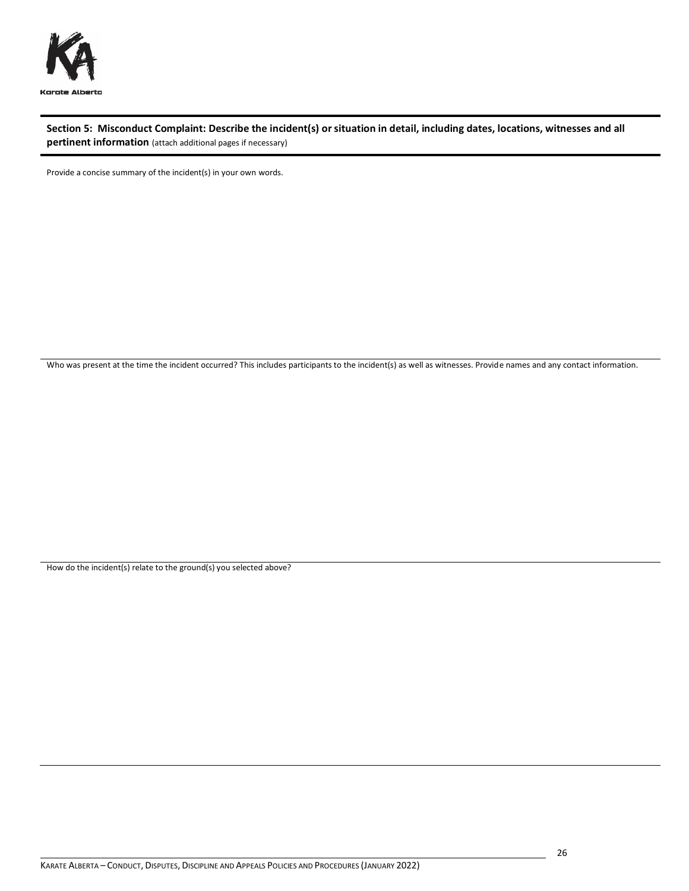**Section 5: Misconduct Complaint: Describe the incident(s) or situation in detail, including dates, locations, witnesses and all pertinent information** (attach additional pages if necessary)

Provide a concise summary of the incident(s) in your own words.

Who was present at the time the incident occurred? This includes participants to the incident(s) as well as witnesses. Provide names and any contact information.

How do the incident(s) relate to the ground(s) you selected above?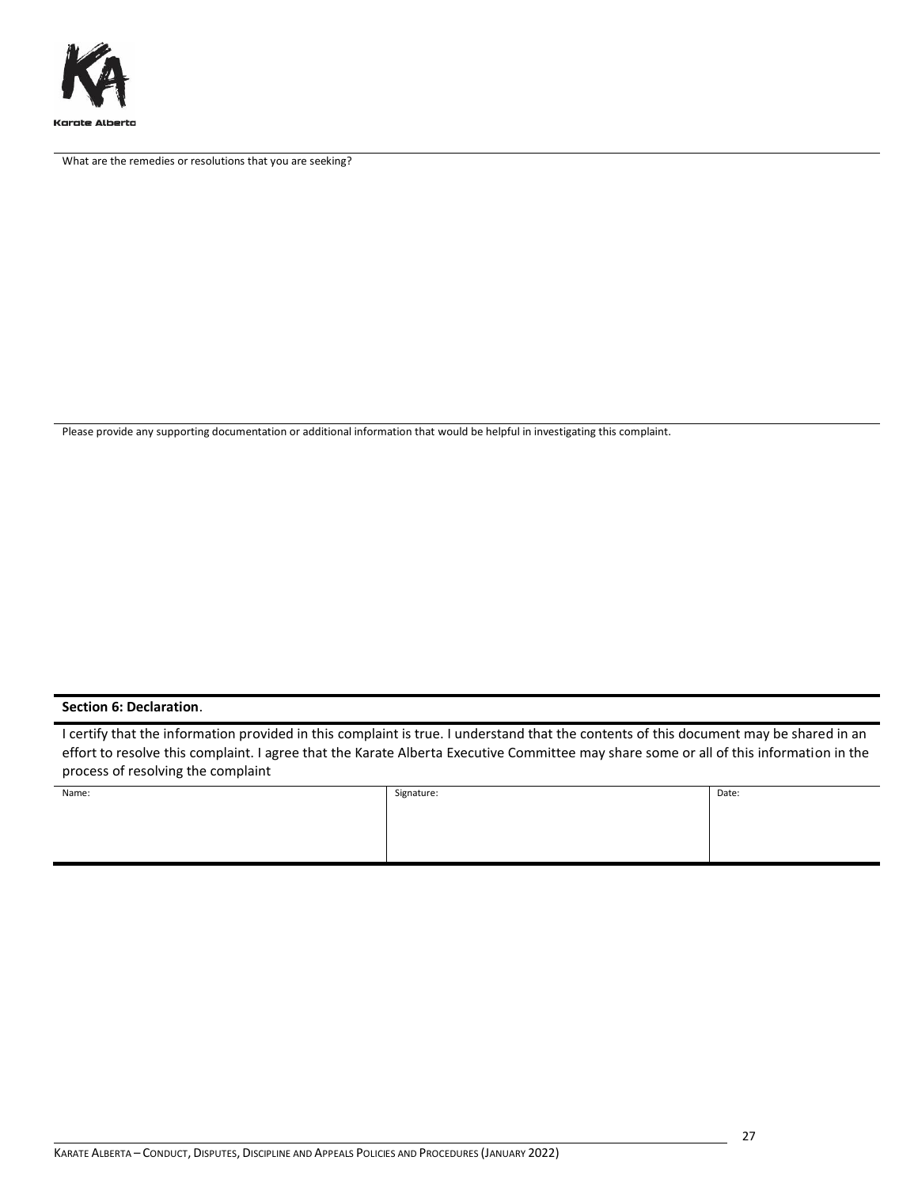What are the remedies or resolutions that you are seeking?

Please provide any supporting documentation or additional information that would be helpful in investigating this complaint.

**Section 6: Declaration**.

I certify that the information provided in this complaint is true. I understand that the contents of this document may be shared in an effort to resolve this complaint. I agree that the Karate Alberta Executive Committee may share some or all of this information in the process of resolving the complaint

| Name: | Signature: | Date: |
| --- | --- | --- |
| | | |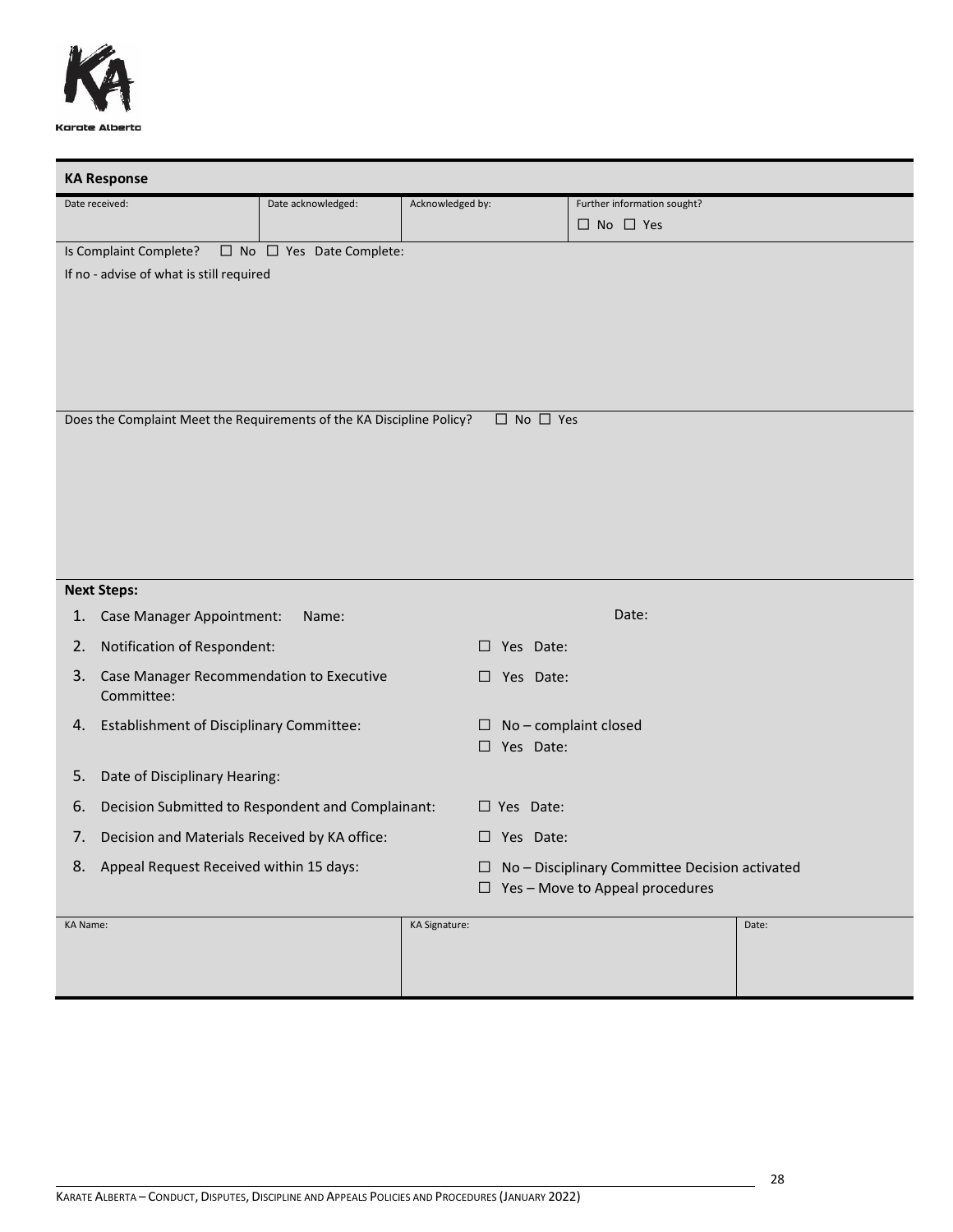## KA Response

| Date received: | Date acknowledged: | Acknowledged by: | Further information sought? ☐ No ☐ Yes |
|---|---|---|---|

Is Complaint Complete? ☐ No ☐ Yes Date Complete:

If no - advise of what is still required

Does the Complaint Meet the Requirements of the KA Discipline Policy? ☐ No ☐ Yes

**Next Steps:**

1. Case Manager Appointment: Name: Date:
2. Notification of Respondent: ☐ Yes Date:
3. Case Manager Recommendation to Executive Committee: ☐ Yes Date:
4. Establishment of Disciplinary Committee: ☐ No – complaint closed ☐ Yes Date:
5. Date of Disciplinary Hearing:
6. Decision Submitted to Respondent and Complainant: ☐ Yes Date:
7. Decision and Materials Received by KA office: ☐ Yes Date:
8. Appeal Request Received within 15 days: ☐ No – Disciplinary Committee Decision activated ☐ Yes – Move to Appeal procedures

| KA Name: | KA Signature: | Date: |
|---|---|---|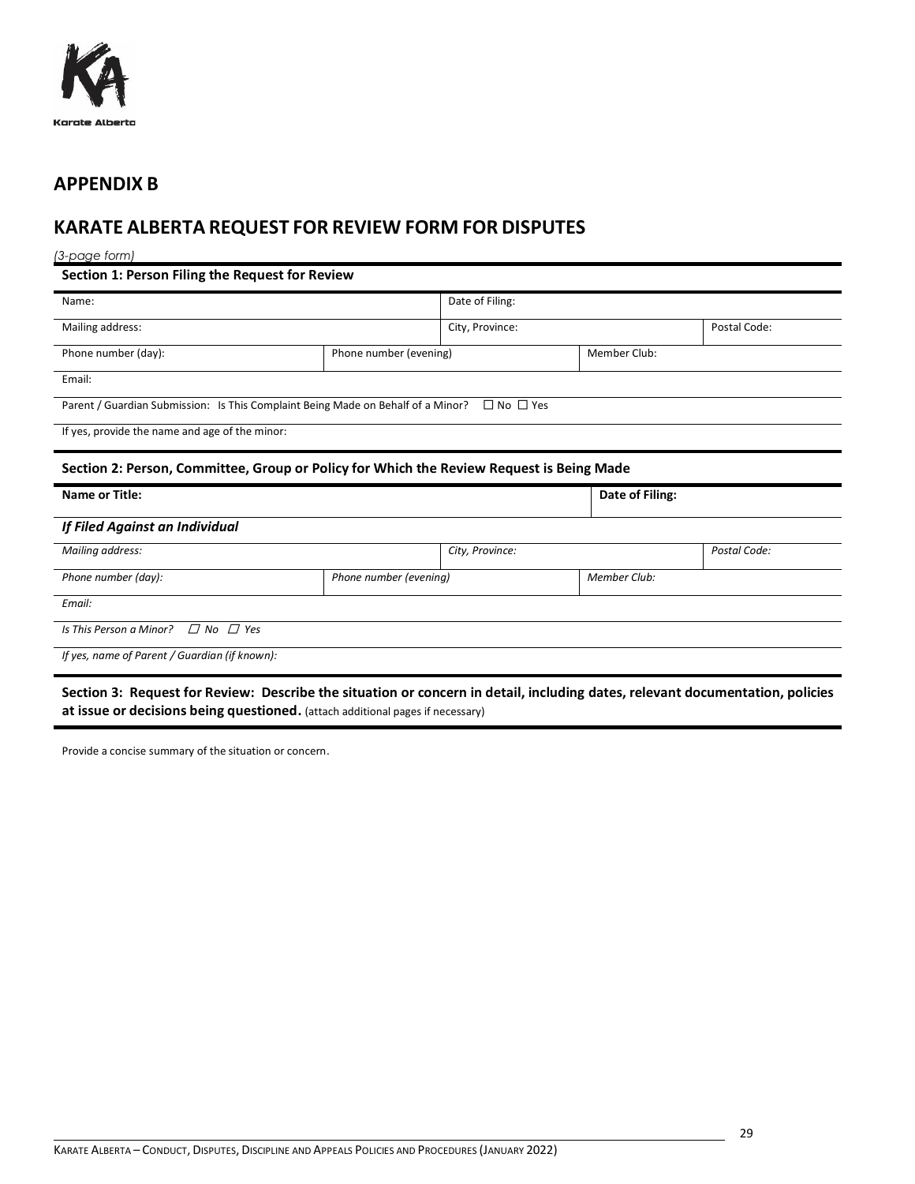## APPENDIX B

## KARATE ALBERTA REQUEST FOR REVIEW FORM FOR DISPUTES

*(3-page form)*

**Section 1: Person Filing the Request for Review**

| Name: | | Date of Filing: | | |
|---|---|---|---|---|
| Mailing address: | | City, Province: | | Postal Code: |
| Phone number (day): | Phone number (evening) | | Member Club: | |
| Email: | | | | |
| Parent / Guardian Submission: Is This Complaint Being Made on Behalf of a Minor? ☐ No ☐ Yes | | | | |
| If yes, provide the name and age of the minor: | | | | |

**Section 2: Person, Committee, Group or Policy for Which the Review Request is Being Made**

| **Name or Title:** | | | **Date of Filing:** | |
|---|---|---|---|---|
| ***If Filed Against an Individual*** | | | | |
| *Mailing address:* | | *City, Province:* | | *Postal Code:* |
| *Phone number (day):* | *Phone number (evening)* | | *Member Club:* | |
| *Email:* | | | | |
| *Is This Person a Minor?* ☐ *No* ☐ *Yes* | | | | |
| *If yes, name of Parent / Guardian (if known):* | | | | |

**Section 3: Request for Review: Describe the situation or concern in detail, including dates, relevant documentation, policies at issue or decisions being questioned.** (attach additional pages if necessary)

Provide a concise summary of the situation or concern.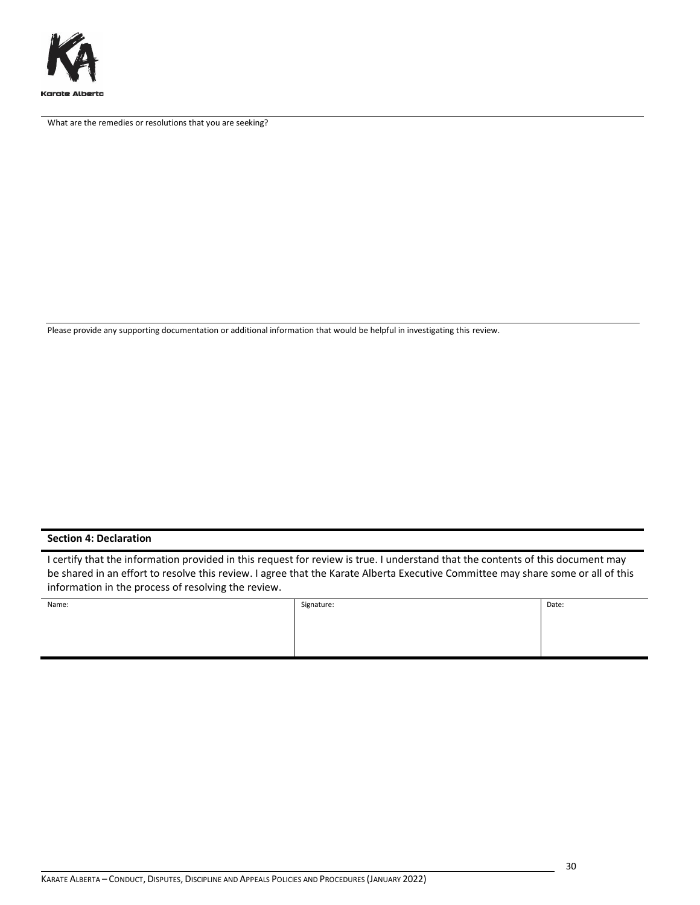What are the remedies or resolutions that you are seeking?

Please provide any supporting documentation or additional information that would be helpful in investigating this review.

**Section 4: Declaration**

I certify that the information provided in this request for review is true. I understand that the contents of this document may be shared in an effort to resolve this review. I agree that the Karate Alberta Executive Committee may share some or all of this information in the process of resolving the review.

| Name: | Signature: | Date: |
|---|---|---|
| | | |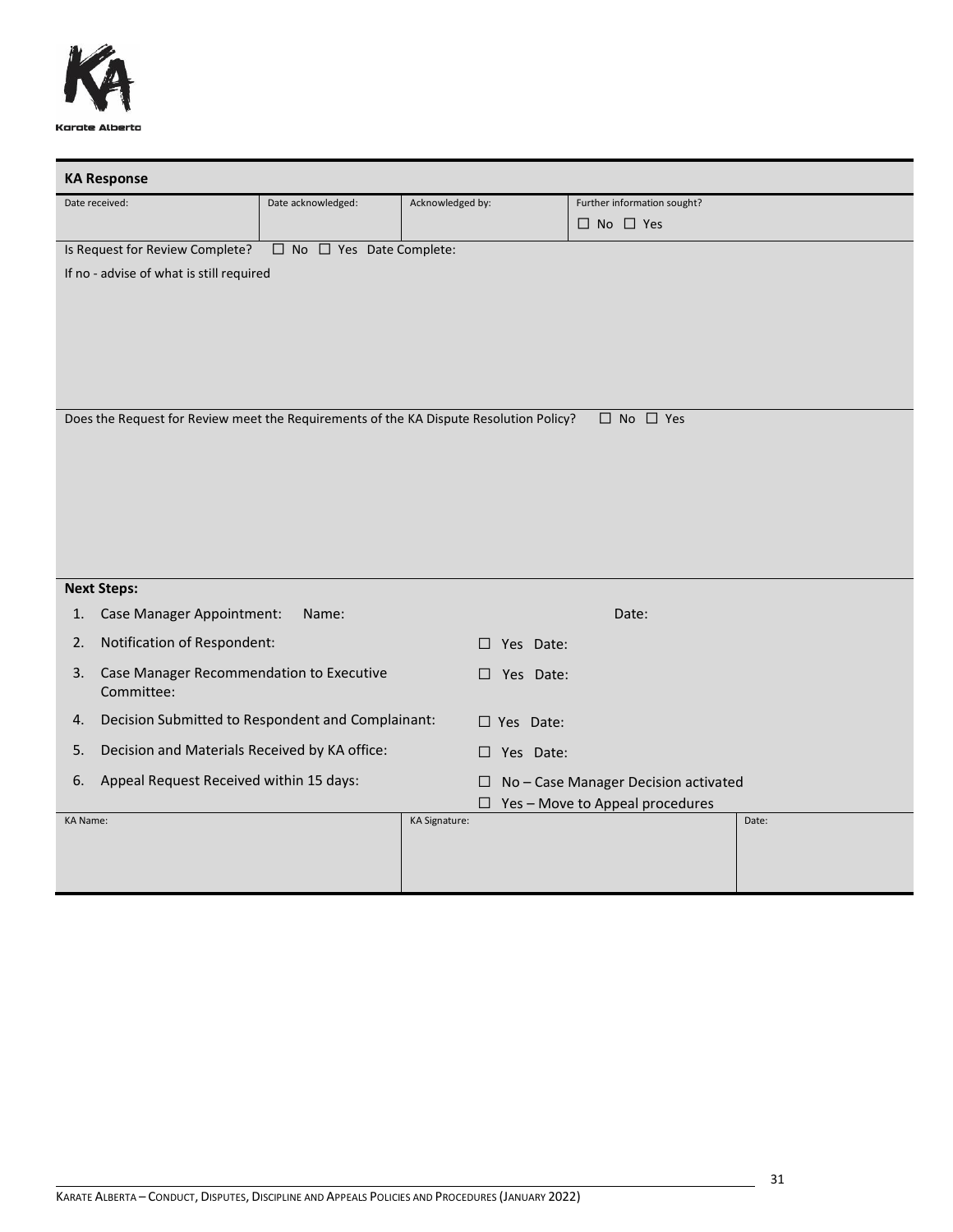**KA Response**

| Date received: | Date acknowledged: | Acknowledged by: | Further information sought? ☐ No ☐ Yes |
|---|---|---|---|

Is Request for Review Complete? ☐ No ☐ Yes Date Complete:

If no - advise of what is still required

Does the Request for Review meet the Requirements of the KA Dispute Resolution Policy? ☐ No ☐ Yes

**Next Steps:**

1. Case Manager Appointment: Name: Date:
2. Notification of Respondent: ☐ Yes Date:
3. Case Manager Recommendation to Executive Committee: ☐ Yes Date:
4. Decision Submitted to Respondent and Complainant: ☐ Yes Date:
5. Decision and Materials Received by KA office: ☐ Yes Date:
6. Appeal Request Received within 15 days: ☐ No – Case Manager Decision activated ☐ Yes – Move to Appeal procedures

| KA Name: | KA Signature: | Date: |
|---|---|---|